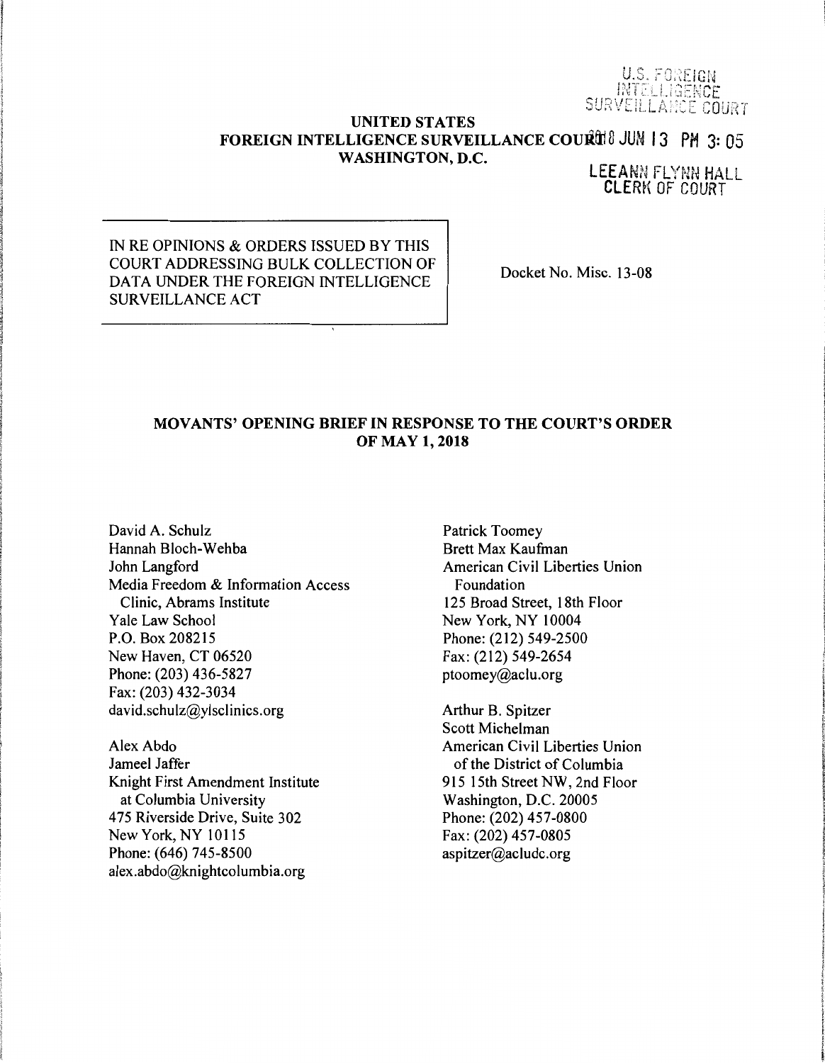U.S. FOREIGN INTELLIGENCE SURVEILLANCE COURT

2018 JUN 13 PM 3: 05

LEEANN FLYNN HALL
CLERK OF COURT

**UNITED STATES**
**FOREIGN INTELLIGENCE SURVEILLANCE COURT**
**WASHINGTON, D.C.**

IN RE OPINIONS & ORDERS ISSUED BY THIS COURT ADDRESSING BULK COLLECTION OF DATA UNDER THE FOREIGN INTELLIGENCE SURVEILLANCE ACT

Docket No. Misc. 13-08

## MOVANTS' OPENING BRIEF IN RESPONSE TO THE COURT'S ORDER OF MAY 1, 2018

David A. Schulz
Hannah Bloch-Wehba
John Langford
Media Freedom & Information Access
Clinic, Abrams Institute
Yale Law School
P.O. Box 208215
New Haven, CT 06520
Phone: (203) 436-5827
Fax: (203) 432-3034
david.schulz@ylsclinics.org

Alex Abdo
Jameel Jaffer
Knight First Amendment Institute
at Columbia University
475 Riverside Drive, Suite 302
New York, NY 10115
Phone: (646) 745-8500
alex.abdo@knightcolumbia.org

Patrick Toomey
Brett Max Kaufman
American Civil Liberties Union
Foundation
125 Broad Street, 18th Floor
New York, NY 10004
Phone: (212) 549-2500
Fax: (212) 549-2654
ptoomey@aclu.org

Arthur B. Spitzer
Scott Michelman
American Civil Liberties Union
of the District of Columbia
915 15th Street NW, 2nd Floor
Washington, D.C. 20005
Phone: (202) 457-0800
Fax: (202) 457-0805
aspitzer@acludc.org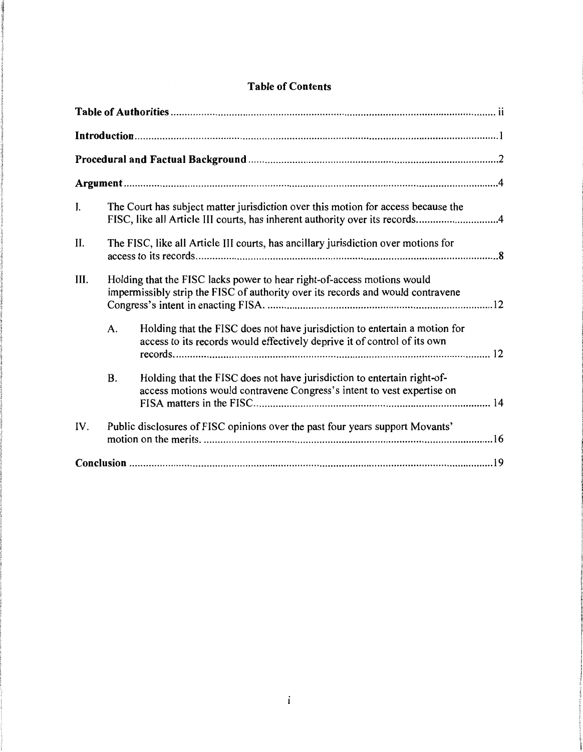# Table of Contents

**Table of Authorities** ........................................................................................................ ii

**Introduction** ........................................................................................................ 1

**Procedural and Factual Background** ........................................................................................................ 2

**Argument** ........................................................................................................ 4

I. The Court has subject matter jurisdiction over this motion for access because the FISC, like all Article III courts, has inherent authority over its records ........................................ 4

II. The FISC, like all Article III courts, has ancillary jurisdiction over motions for access to its records ........................................ 8

III. Holding that the FISC lacks power to hear right-of-access motions would impermissibly strip the FISC of authority over its records and would contravene Congress's intent in enacting FISA. ........................................ 12

   A. Holding that the FISC does not have jurisdiction to entertain a motion for access to its records would effectively deprive it of control of its own records ........................................ 12

   B. Holding that the FISC does not have jurisdiction to entertain right-of-access motions would contravene Congress's intent to vest expertise on FISA matters in the FISC ........................................ 14

IV. Public disclosures of FISC opinions over the past four years support Movants' motion on the merits. ........................................ 16

**Conclusion** ........................................................................................................ 19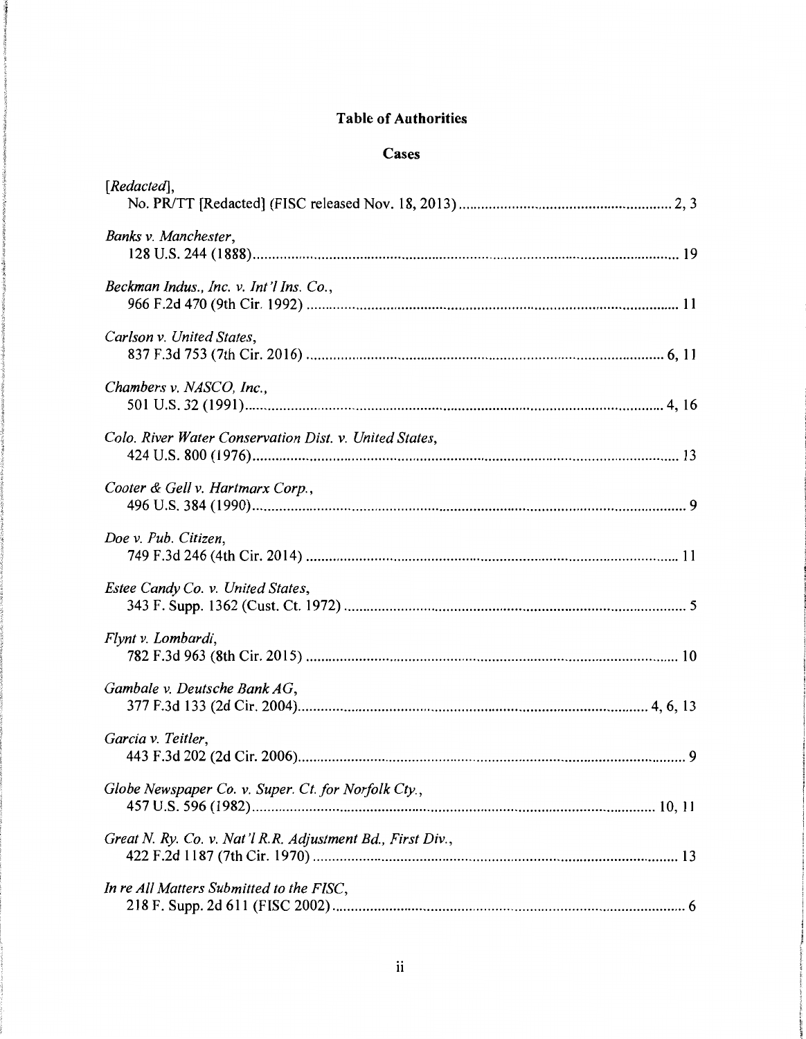## Table of Authorities

### Cases

*[Redacted]*,
No. PR/TT [Redacted] (FISC released Nov. 18, 2013) ........................................................ 2, 3

*Banks v. Manchester*,
128 U.S. 244 (1888) ........................................................................................................ 19

*Beckman Indus., Inc. v. Int'l Ins. Co.*,
966 F.2d 470 (9th Cir. 1992) ........................................................................................... 11

*Carlson v. United States*,
837 F.3d 753 (7th Cir. 2016) ........................................................................................ 6, 11

*Chambers v. NASCO, Inc.*,
501 U.S. 32 (1991) ....................................................................................................... 4, 16

*Colo. River Water Conservation Dist. v. United States*,
424 U.S. 800 (1976) ........................................................................................................ 13

*Cooter & Gell v. Hartmarx Corp.*,
496 U.S. 384 (1990) .......................................................................................................... 9

*Doe v. Pub. Citizen*,
749 F.3d 246 (4th Cir. 2014) ........................................................................................... 11

*Estee Candy Co. v. United States*,
343 F. Supp. 1362 (Cust. Ct. 1972) ................................................................................... 5

*Flynt v. Lombardi*,
782 F.3d 963 (8th Cir. 2015) ........................................................................................... 10

*Gambale v. Deutsche Bank AG*,
377 F.3d 133 (2d Cir. 2004) ...................................................................................... 4, 6, 13

*Garcia v. Teitler*,
443 F.3d 202 (2d Cir. 2006) .............................................................................................. 9

*Globe Newspaper Co. v. Super. Ct. for Norfolk Cty.*,
457 U.S. 596 (1982) .................................................................................................. 10, 11

*Great N. Ry. Co. v. Nat'l R.R. Adjustment Bd., First Div.*,
422 F.2d 1187 (7th Cir. 1970) ......................................................................................... 13

*In re All Matters Submitted to the FISC*,
218 F. Supp. 2d 611 (FISC 2002) ...................................................................................... 6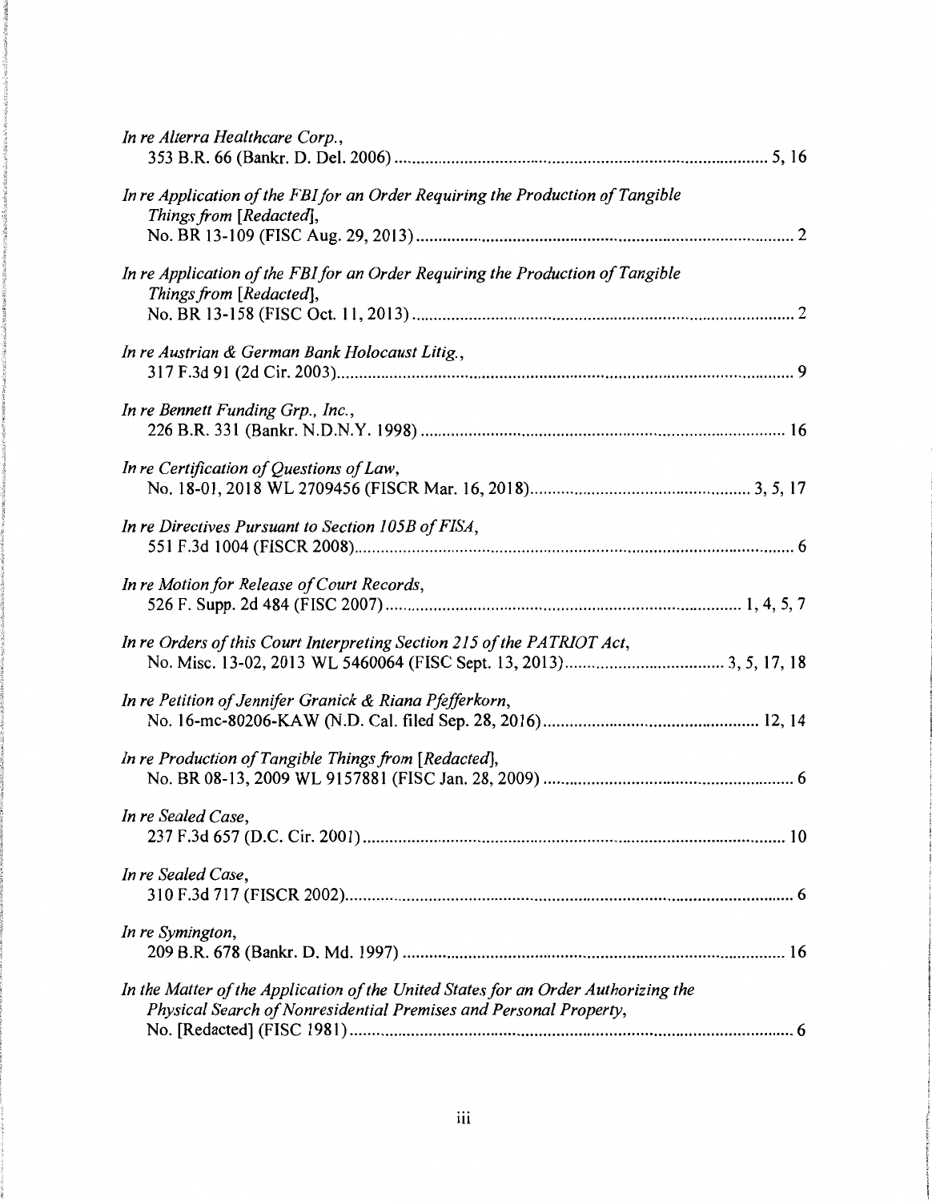*In re Alterra Healthcare Corp.*,
353 B.R. 66 (Bankr. D. Del. 2006) .................................................................................. 5, 16

*In re Application of the FBI for an Order Requiring the Production of Tangible Things from [Redacted]*,
No. BR 13-109 (FISC Aug. 29, 2013) ..................................................................................... 2

*In re Application of the FBI for an Order Requiring the Production of Tangible Things from [Redacted]*,
No. BR 13-158 (FISC Oct. 11, 2013) ....................................................................................... 2

*In re Austrian & German Bank Holocaust Litig.*,
317 F.3d 91 (2d Cir. 2003) ...................................................................................................... 9

*In re Bennett Funding Grp., Inc.*,
226 B.R. 331 (Bankr. N.D.N.Y. 1998) ................................................................................... 16

*In re Certification of Questions of Law*,
No. 18-01, 2018 WL 2709456 (FISCR Mar. 16, 2018) ................................................. 3, 5, 17

*In re Directives Pursuant to Section 105B of FISA*,
551 F.3d 1004 (FISCR 2008) ................................................................................................... 6

*In re Motion for Release of Court Records*,
526 F. Supp. 2d 484 (FISC 2007) ............................................................................... 1, 4, 5, 7

*In re Orders of this Court Interpreting Section 215 of the PATRIOT Act*,
No. Misc. 13-02, 2013 WL 5460064 (FISC Sept. 13, 2013) ................................... 3, 5, 17, 18

*In re Petition of Jennifer Granick & Riana Pfefferkorn*,
No. 16-mc-80206-KAW (N.D. Cal. filed Sep. 28, 2016) ................................................ 12, 14

*In re Production of Tangible Things from [Redacted]*,
No. BR 08-13, 2009 WL 9157881 (FISC Jan. 28, 2009) ......................................................... 6

*In re Sealed Case*,
237 F.3d 657 (D.C. Cir. 2001) ............................................................................................... 10

*In re Sealed Case*,
310 F.3d 717 (FISCR 2002) ..................................................................................................... 6

*In re Symington*,
209 B.R. 678 (Bankr. D. Md. 1997) ...................................................................................... 16

*In the Matter of the Application of the United States for an Order Authorizing the Physical Search of Nonresidential Premises and Personal Property*,
No. [Redacted] (FISC 1981) ................................................................................................... 6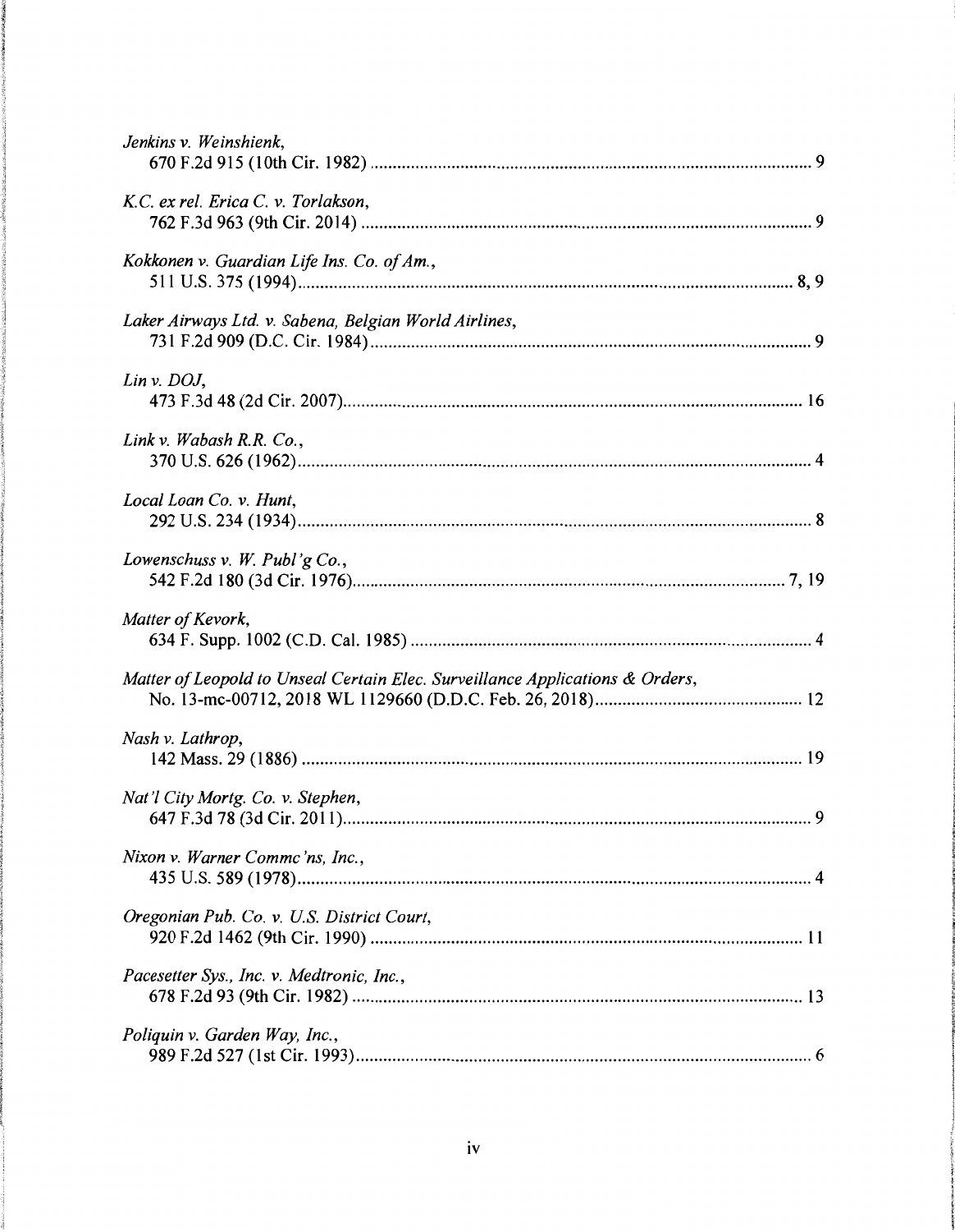*Jenkins v. Weinshienk*,
670 F.2d 915 (10th Cir. 1982) ........................................................................................ 9

*K.C. ex rel. Erica C. v. Torlakson*,
762 F.3d 963 (9th Cir. 2014) ........................................................................................ 9

*Kokkonen v. Guardian Life Ins. Co. of Am.*,
511 U.S. 375 (1994) ........................................................................................ 8, 9

*Laker Airways Ltd. v. Sabena, Belgian World Airlines*,
731 F.2d 909 (D.C. Cir. 1984) ........................................................................................ 9

*Lin v. DOJ*,
473 F.3d 48 (2d Cir. 2007) ........................................................................................ 16

*Link v. Wabash R.R. Co.*,
370 U.S. 626 (1962) ........................................................................................ 4

*Local Loan Co. v. Hunt*,
292 U.S. 234 (1934) ........................................................................................ 8

*Lowenschuss v. W. Publ'g Co.*,
542 F.2d 180 (3d Cir. 1976) ........................................................................................ 7, 19

*Matter of Kevork*,
634 F. Supp. 1002 (C.D. Cal. 1985) ........................................................................................ 4

*Matter of Leopold to Unseal Certain Elec. Surveillance Applications & Orders*,
No. 13-mc-00712, 2018 WL 1129660 (D.D.C. Feb. 26, 2018) ........................................................................................ 12

*Nash v. Lathrop*,
142 Mass. 29 (1886) ........................................................................................ 19

*Nat'l City Mortg. Co. v. Stephen*,
647 F.3d 78 (3d Cir. 2011) ........................................................................................ 9

*Nixon v. Warner Commc'ns, Inc.*,
435 U.S. 589 (1978) ........................................................................................ 4

*Oregonian Pub. Co. v. U.S. District Court*,
920 F.2d 1462 (9th Cir. 1990) ........................................................................................ 11

*Pacesetter Sys., Inc. v. Medtronic, Inc.*,
678 F.2d 93 (9th Cir. 1982) ........................................................................................ 13

*Poliquin v. Garden Way, Inc.*,
989 F.2d 527 (1st Cir. 1993) ........................................................................................ 6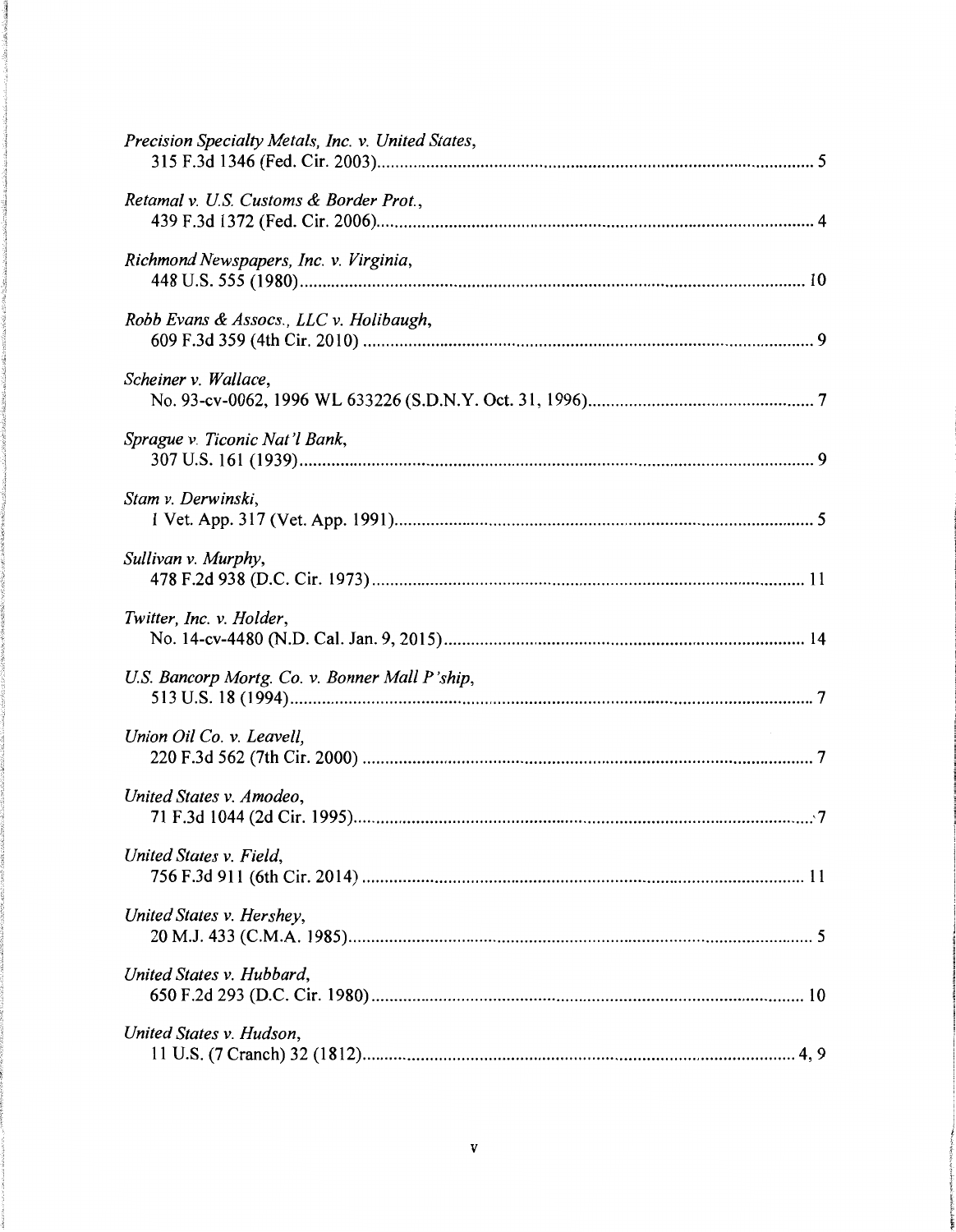*Precision Specialty Metals, Inc. v. United States*,
315 F.3d 1346 (Fed. Cir. 2003) .......... 5

*Retamal v. U.S. Customs & Border Prot.*,
439 F.3d 1372 (Fed. Cir. 2006) .......... 4

*Richmond Newspapers, Inc. v. Virginia*,
448 U.S. 555 (1980) .......... 10

*Robb Evans & Assocs., LLC v. Holibaugh*,
609 F.3d 359 (4th Cir. 2010) .......... 9

*Scheiner v. Wallace*,
No. 93-cv-0062, 1996 WL 633226 (S.D.N.Y. Oct. 31, 1996) .......... 7

*Sprague v. Ticonic Nat'l Bank*,
307 U.S. 161 (1939) .......... 9

*Stam v. Derwinski*,
1 Vet. App. 317 (Vet. App. 1991) .......... 5

*Sullivan v. Murphy*,
478 F.2d 938 (D.C. Cir. 1973) .......... 11

*Twitter, Inc. v. Holder*,
No. 14-cv-4480 (N.D. Cal. Jan. 9, 2015) .......... 14

*U.S. Bancorp Mortg. Co. v. Bonner Mall P'ship*,
513 U.S. 18 (1994) .......... 7

*Union Oil Co. v. Leavell*,
220 F.3d 562 (7th Cir. 2000) .......... 7

*United States v. Amodeo*,
71 F.3d 1044 (2d Cir. 1995) .......... 7

*United States v. Field*,
756 F.3d 911 (6th Cir. 2014) .......... 11

*United States v. Hershey*,
20 M.J. 433 (C.M.A. 1985) .......... 5

*United States v. Hubbard*,
650 F.2d 293 (D.C. Cir. 1980) .......... 10

*United States v. Hudson*,
11 U.S. (7 Cranch) 32 (1812) .......... 4, 9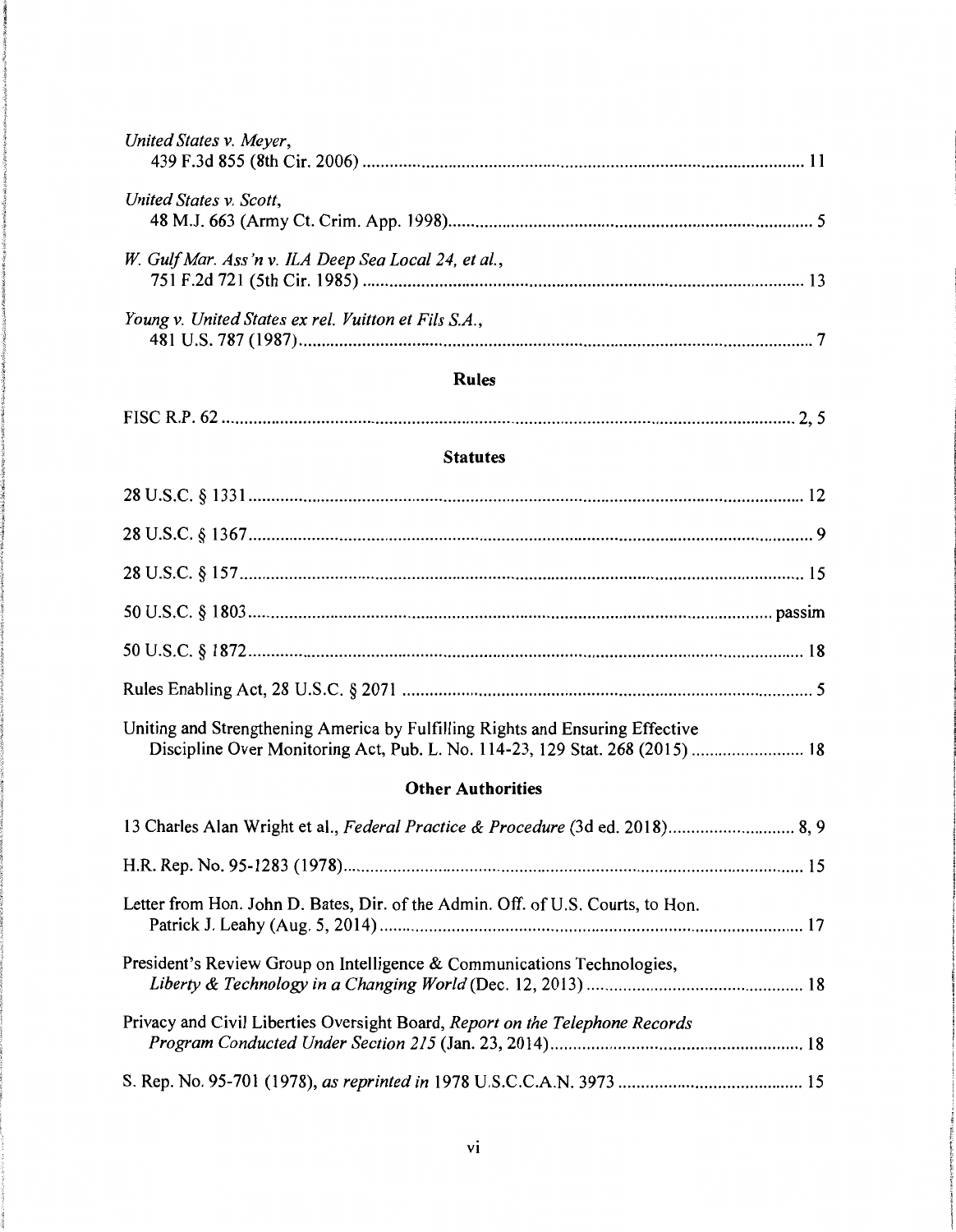*United States v. Meyer*,
439 F.3d 855 (8th Cir. 2006) ........................................................................................................ 11

*United States v. Scott*,
48 M.J. 663 (Army Ct. Crim. App. 1998)........................................................................................ 5

*W. Gulf Mar. Ass'n v. ILA Deep Sea Local 24, et al.*,
751 F.2d 721 (5th Cir. 1985) ........................................................................................................ 13

*Young v. United States ex rel. Vuitton et Fils S.A.*,
481 U.S. 787 (1987)........................................................................................................................ 7

## Rules

FISC R.P. 62 ................................................................................................................................ 2, 5

## Statutes

28 U.S.C. § 1331 .......................................................................................................................... 12

28 U.S.C. § 1367 ............................................................................................................................ 9

28 U.S.C. § 157 ............................................................................................................................ 15

50 U.S.C. § 1803 .................................................................................................................. passim

50 U.S.C. § 1872 .......................................................................................................................... 18

Rules Enabling Act, 28 U.S.C. § 2071 ........................................................................................... 5

Uniting and Strengthening America by Fulfilling Rights and Ensuring Effective
Discipline Over Monitoring Act, Pub. L. No. 114-23, 129 Stat. 268 (2015) ......................... 18

## Other Authorities

13 Charles Alan Wright et al., *Federal Practice & Procedure* (3d ed. 2018)............................ 8, 9

H.R. Rep. No. 95-1283 (1978)...................................................................................................... 15

Letter from Hon. John D. Bates, Dir. of the Admin. Off. of U.S. Courts, to Hon.
Patrick J. Leahy (Aug. 5, 2014) .............................................................................................. 17

President's Review Group on Intelligence & Communications Technologies,
*Liberty & Technology in a Changing World* (Dec. 12, 2013) ................................................ 18

Privacy and Civil Liberties Oversight Board, *Report on the Telephone Records
Program Conducted Under Section 215* (Jan. 23, 2014)........................................................ 18

S. Rep. No. 95-701 (1978), *as reprinted in* 1978 U.S.C.C.A.N. 3973 ......................................... 15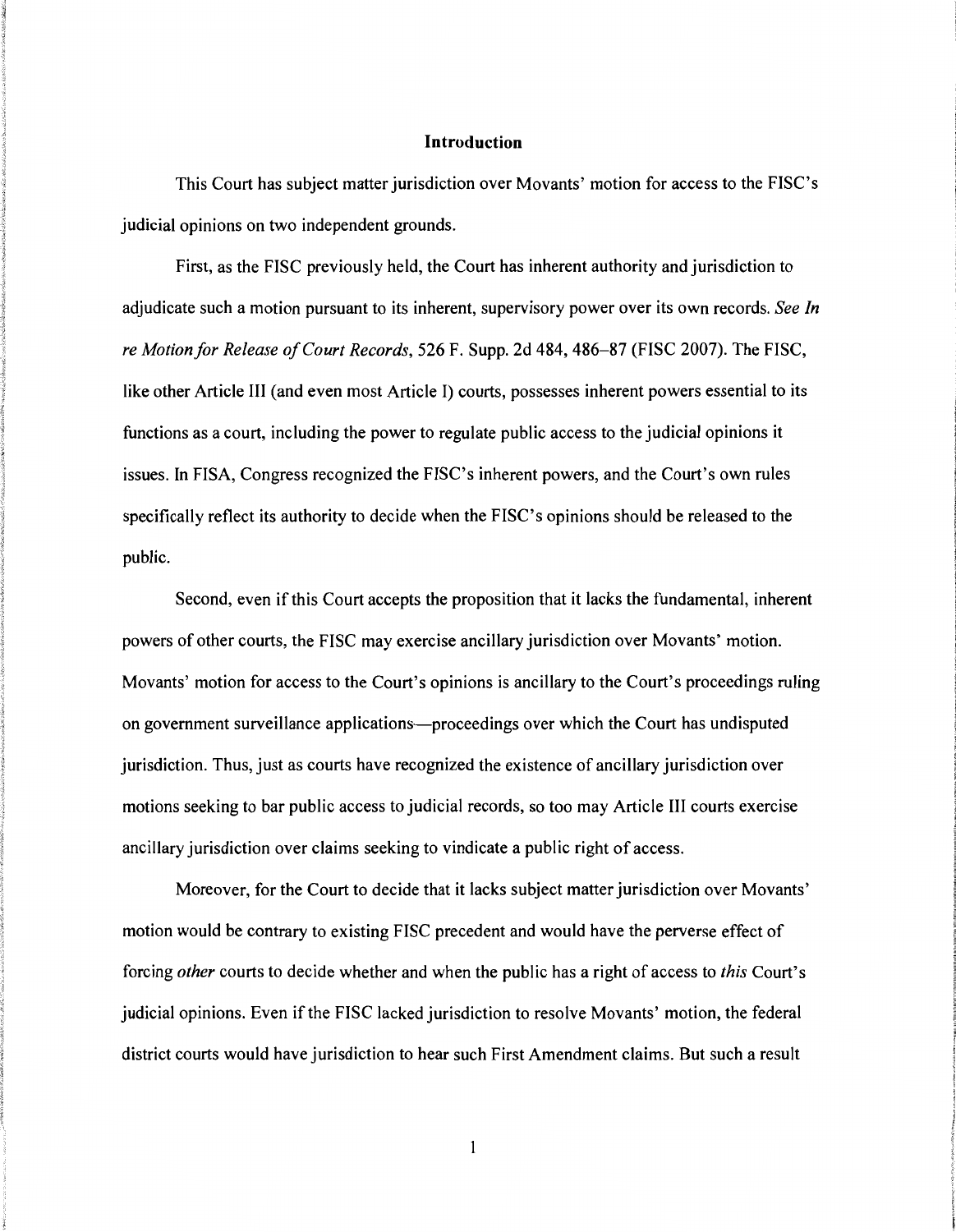## Introduction

This Court has subject matter jurisdiction over Movants' motion for access to the FISC's judicial opinions on two independent grounds.

First, as the FISC previously held, the Court has inherent authority and jurisdiction to adjudicate such a motion pursuant to its inherent, supervisory power over its own records. *See In re Motion for Release of Court Records*, 526 F. Supp. 2d 484, 486–87 (FISC 2007). The FISC, like other Article III (and even most Article I) courts, possesses inherent powers essential to its functions as a court, including the power to regulate public access to the judicial opinions it issues. In FISA, Congress recognized the FISC's inherent powers, and the Court's own rules specifically reflect its authority to decide when the FISC's opinions should be released to the public.

Second, even if this Court accepts the proposition that it lacks the fundamental, inherent powers of other courts, the FISC may exercise ancillary jurisdiction over Movants' motion. Movants' motion for access to the Court's opinions is ancillary to the Court's proceedings ruling on government surveillance applications—proceedings over which the Court has undisputed jurisdiction. Thus, just as courts have recognized the existence of ancillary jurisdiction over motions seeking to bar public access to judicial records, so too may Article III courts exercise ancillary jurisdiction over claims seeking to vindicate a public right of access.

Moreover, for the Court to decide that it lacks subject matter jurisdiction over Movants' motion would be contrary to existing FISC precedent and would have the perverse effect of forcing *other* courts to decide whether and when the public has a right of access to *this* Court's judicial opinions. Even if the FISC lacked jurisdiction to resolve Movants' motion, the federal district courts would have jurisdiction to hear such First Amendment claims. But such a result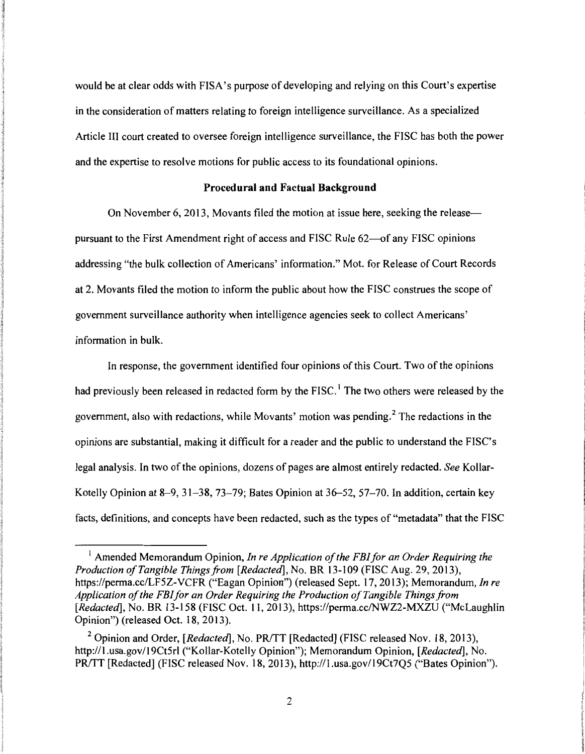would be at clear odds with FISA's purpose of developing and relying on this Court's expertise in the consideration of matters relating to foreign intelligence surveillance. As a specialized Article III court created to oversee foreign intelligence surveillance, the FISC has both the power and the expertise to resolve motions for public access to its foundational opinions.

## Procedural and Factual Background

On November 6, 2013, Movants filed the motion at issue here, seeking the release—pursuant to the First Amendment right of access and FISC Rule 62—of any FISC opinions addressing "the bulk collection of Americans' information." Mot. for Release of Court Records at 2. Movants filed the motion to inform the public about how the FISC construes the scope of government surveillance authority when intelligence agencies seek to collect Americans' information in bulk.

In response, the government identified four opinions of this Court. Two of the opinions had previously been released in redacted form by the FISC.[1] The two others were released by the government, also with redactions, while Movants' motion was pending.[2] The redactions in the opinions are substantial, making it difficult for a reader and the public to understand the FISC's legal analysis. In two of the opinions, dozens of pages are almost entirely redacted. *See* Kollar-Kotelly Opinion at 8–9, 31–38, 73–79; Bates Opinion at 36–52, 57–70. In addition, certain key facts, definitions, and concepts have been redacted, such as the types of "metadata" that the FISC

---

[1] Amended Memorandum Opinion, *In re Application of the FBI for an Order Requiring the Production of Tangible Things from [Redacted]*, No. BR 13-109 (FISC Aug. 29, 2013), https://perma.cc/LF5Z-VCFR ("Eagan Opinion") (released Sept. 17, 2013); Memorandum, *In re Application of the FBI for an Order Requiring the Production of Tangible Things from [Redacted]*, No. BR 13-158 (FISC Oct. 11, 2013), https://perma.cc/NWZ2-MXZU ("McLaughlin Opinion") (released Oct. 18, 2013).

[2] Opinion and Order, *[Redacted]*, No. PR/TT [Redacted] (FISC released Nov. 18, 2013), http://1.usa.gov/19Ct5rl ("Kollar-Kotelly Opinion"); Memorandum Opinion, *[Redacted]*, No. PR/TT [Redacted] (FISC released Nov. 18, 2013), http://1.usa.gov/19Ct7Q5 ("Bates Opinion").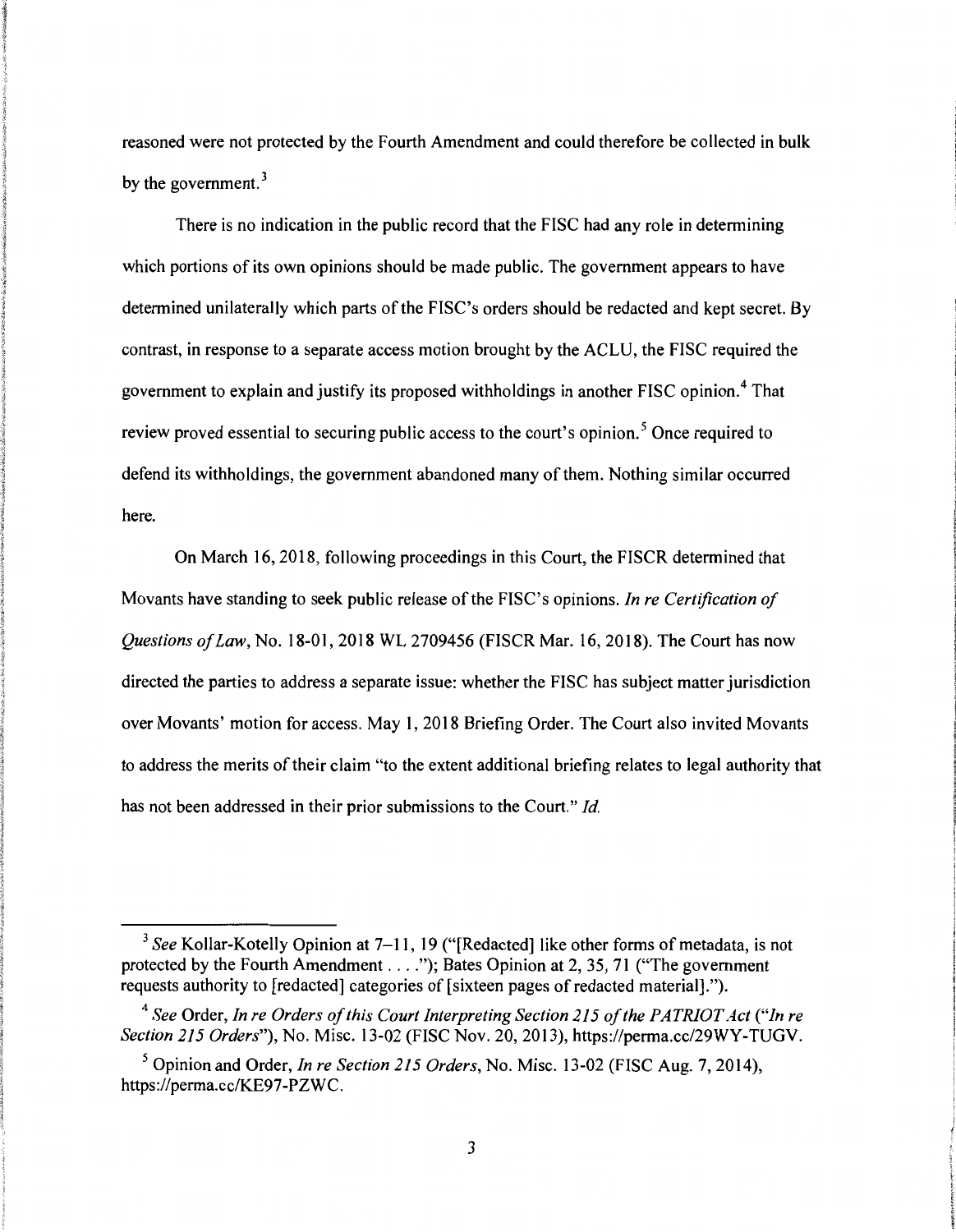reasoned were not protected by the Fourth Amendment and could therefore be collected in bulk by the government.[3]

There is no indication in the public record that the FISC had any role in determining which portions of its own opinions should be made public. The government appears to have determined unilaterally which parts of the FISC's orders should be redacted and kept secret. By contrast, in response to a separate access motion brought by the ACLU, the FISC required the government to explain and justify its proposed withholdings in another FISC opinion.[4] That review proved essential to securing public access to the court's opinion.[5] Once required to defend its withholdings, the government abandoned many of them. Nothing similar occurred here.

On March 16, 2018, following proceedings in this Court, the FISCR determined that Movants have standing to seek public release of the FISC's opinions. *In re Certification of Questions of Law*, No. 18-01, 2018 WL 2709456 (FISCR Mar. 16, 2018). The Court has now directed the parties to address a separate issue: whether the FISC has subject matter jurisdiction over Movants' motion for access. May 1, 2018 Briefing Order. The Court also invited Movants to address the merits of their claim "to the extent additional briefing relates to legal authority that has not been addressed in their prior submissions to the Court." *Id.*

---

[3] *See* Kollar-Kotelly Opinion at 7–11, 19 ("[Redacted] like other forms of metadata, is not protected by the Fourth Amendment . . . ."); Bates Opinion at 2, 35, 71 ("The government requests authority to [redacted] categories of [sixteen pages of redacted material].").

[4] *See* Order, *In re Orders of this Court Interpreting Section 215 of the PATRIOT Act* ("*In re Section 215 Orders*"), No. Misc. 13-02 (FISC Nov. 20, 2013), https://perma.cc/29WY-TUGV.

[5] Opinion and Order, *In re Section 215 Orders*, No. Misc. 13-02 (FISC Aug. 7, 2014), https://perma.cc/KE97-PZWC.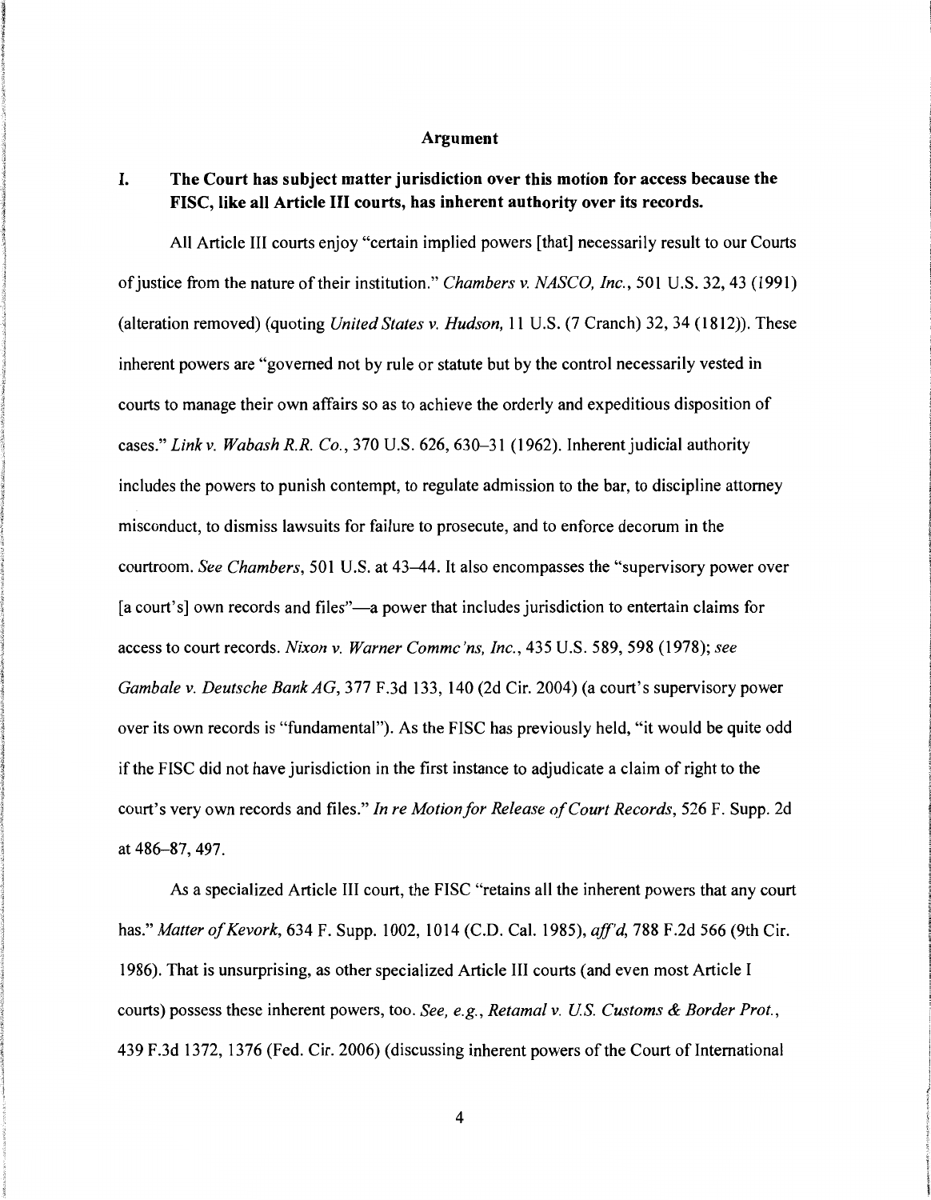## Argument

### I. The Court has subject matter jurisdiction over this motion for access because the FISC, like all Article III courts, has inherent authority over its records.

All Article III courts enjoy "certain implied powers [that] necessarily result to our Courts of justice from the nature of their institution." *Chambers v. NASCO, Inc.*, 501 U.S. 32, 43 (1991) (alteration removed) (quoting *United States v. Hudson*, 11 U.S. (7 Cranch) 32, 34 (1812)). These inherent powers are "governed not by rule or statute but by the control necessarily vested in courts to manage their own affairs so as to achieve the orderly and expeditious disposition of cases." *Link v. Wabash R.R. Co.*, 370 U.S. 626, 630–31 (1962). Inherent judicial authority includes the powers to punish contempt, to regulate admission to the bar, to discipline attorney misconduct, to dismiss lawsuits for failure to prosecute, and to enforce decorum in the courtroom. *See Chambers*, 501 U.S. at 43–44. It also encompasses the "supervisory power over [a court's] own records and files"—a power that includes jurisdiction to entertain claims for access to court records. *Nixon v. Warner Commc'ns, Inc.*, 435 U.S. 589, 598 (1978); *see Gambale v. Deutsche Bank AG*, 377 F.3d 133, 140 (2d Cir. 2004) (a court's supervisory power over its own records is "fundamental"). As the FISC has previously held, "it would be quite odd if the FISC did not have jurisdiction in the first instance to adjudicate a claim of right to the court's very own records and files." *In re Motion for Release of Court Records*, 526 F. Supp. 2d at 486–87, 497.

As a specialized Article III court, the FISC "retains all the inherent powers that any court has." *Matter of Kevork*, 634 F. Supp. 1002, 1014 (C.D. Cal. 1985), *aff'd*, 788 F.2d 566 (9th Cir. 1986). That is unsurprising, as other specialized Article III courts (and even most Article I courts) possess these inherent powers, too. *See, e.g.*, *Retamal v. U.S. Customs & Border Prot.*, 439 F.3d 1372, 1376 (Fed. Cir. 2006) (discussing inherent powers of the Court of International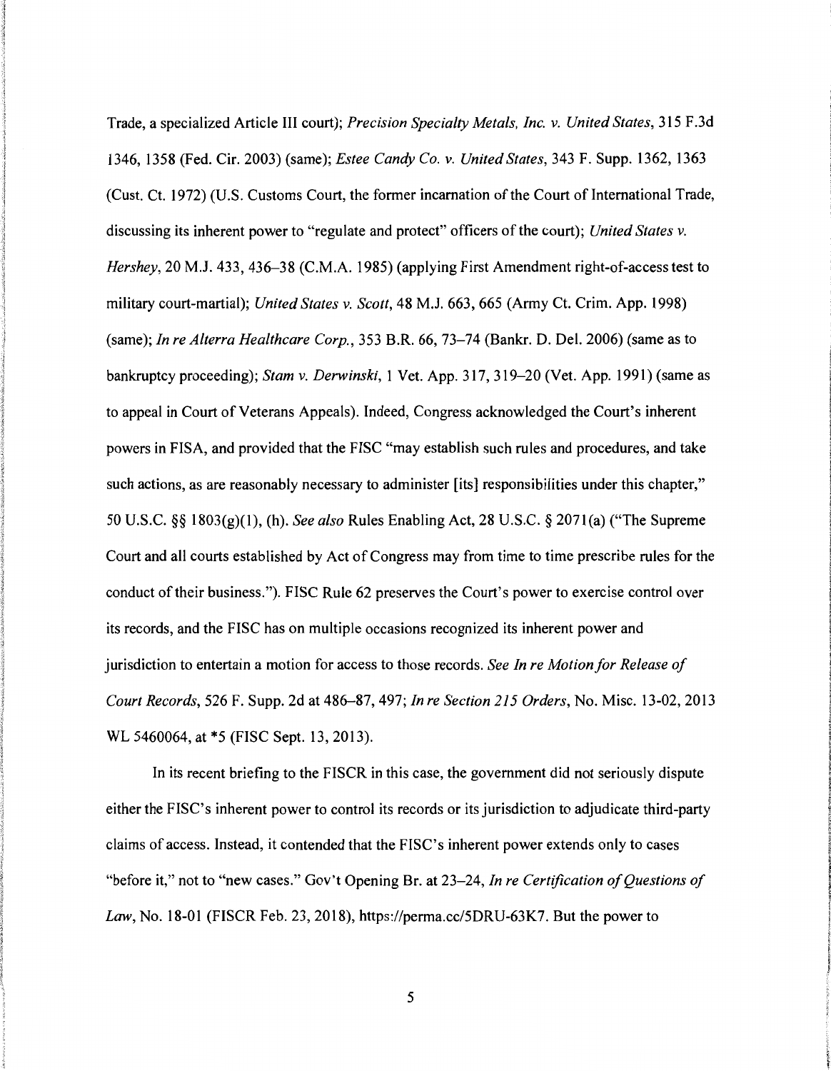Trade, a specialized Article III court); *Precision Specialty Metals, Inc. v. United States*, 315 F.3d 1346, 1358 (Fed. Cir. 2003) (same); *Estee Candy Co. v. United States*, 343 F. Supp. 1362, 1363 (Cust. Ct. 1972) (U.S. Customs Court, the former incarnation of the Court of International Trade, discussing its inherent power to "regulate and protect" officers of the court); *United States v. Hershey*, 20 M.J. 433, 436–38 (C.M.A. 1985) (applying First Amendment right-of-access test to military court-martial); *United States v. Scott*, 48 M.J. 663, 665 (Army Ct. Crim. App. 1998) (same); *In re Alterra Healthcare Corp.*, 353 B.R. 66, 73–74 (Bankr. D. Del. 2006) (same as to bankruptcy proceeding); *Stam v. Derwinski*, 1 Vet. App. 317, 319–20 (Vet. App. 1991) (same as to appeal in Court of Veterans Appeals). Indeed, Congress acknowledged the Court's inherent powers in FISA, and provided that the FISC "may establish such rules and procedures, and take such actions, as are reasonably necessary to administer [its] responsibilities under this chapter," 50 U.S.C. §§ 1803(g)(1), (h). *See also* Rules Enabling Act, 28 U.S.C. § 2071(a) ("The Supreme Court and all courts established by Act of Congress may from time to time prescribe rules for the conduct of their business."). FISC Rule 62 preserves the Court's power to exercise control over its records, and the FISC has on multiple occasions recognized its inherent power and jurisdiction to entertain a motion for access to those records. *See In re Motion for Release of Court Records*, 526 F. Supp. 2d at 486–87, 497; *In re Section 215 Orders*, No. Misc. 13-02, 2013 WL 5460064, at *5 (FISC Sept. 13, 2013).

In its recent briefing to the FISCR in this case, the government did not seriously dispute either the FISC's inherent power to control its records or its jurisdiction to adjudicate third-party claims of access. Instead, it contended that the FISC's inherent power extends only to cases "before it," not to "new cases." Gov't Opening Br. at 23–24, *In re Certification of Questions of Law*, No. 18-01 (FISCR Feb. 23, 2018), https://perma.cc/5DRU-63K7. But the power to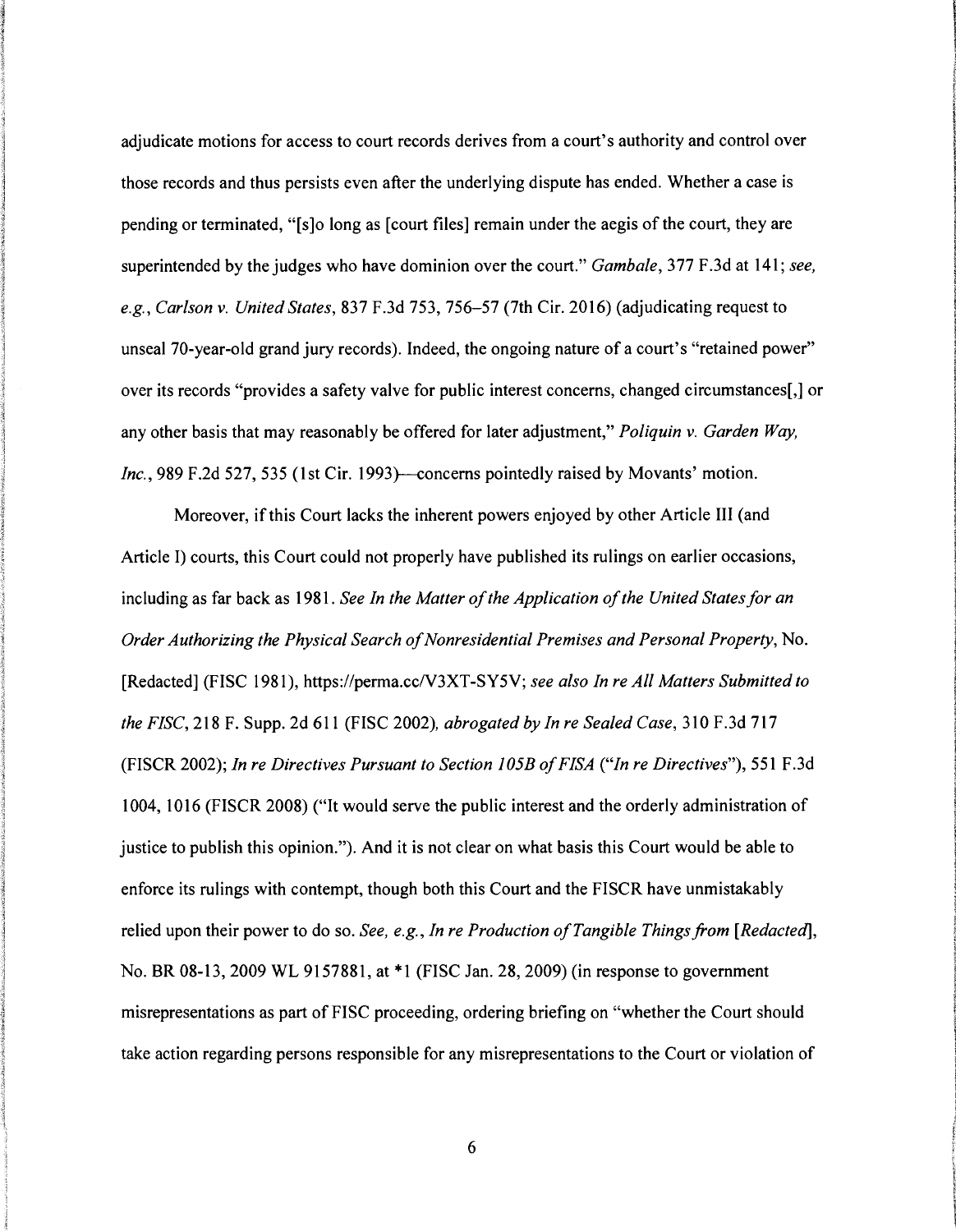adjudicate motions for access to court records derives from a court's authority and control over those records and thus persists even after the underlying dispute has ended. Whether a case is pending or terminated, "[s]o long as [court files] remain under the aegis of the court, they are superintended by the judges who have dominion over the court." *Gambale*, 377 F.3d at 141; *see, e.g., Carlson v. United States*, 837 F.3d 753, 756–57 (7th Cir. 2016) (adjudicating request to unseal 70-year-old grand jury records). Indeed, the ongoing nature of a court's "retained power" over its records "provides a safety valve for public interest concerns, changed circumstances[,] or any other basis that may reasonably be offered for later adjustment," *Poliquin v. Garden Way, Inc.*, 989 F.2d 527, 535 (1st Cir. 1993)—concerns pointedly raised by Movants' motion.

Moreover, if this Court lacks the inherent powers enjoyed by other Article III (and Article I) courts, this Court could not properly have published its rulings on earlier occasions, including as far back as 1981. *See In the Matter of the Application of the United States for an Order Authorizing the Physical Search of Nonresidential Premises and Personal Property*, No. [Redacted] (FISC 1981), https://perma.cc/V3XT-SY5V; *see also In re All Matters Submitted to the FISC*, 218 F. Supp. 2d 611 (FISC 2002), *abrogated by In re Sealed Case*, 310 F.3d 717 (FISCR 2002); *In re Directives Pursuant to Section 105B of FISA* ("*In re Directives*"), 551 F.3d 1004, 1016 (FISCR 2008) ("It would serve the public interest and the orderly administration of justice to publish this opinion."). And it is not clear on what basis this Court would be able to enforce its rulings with contempt, though both this Court and the FISCR have unmistakably relied upon their power to do so. *See, e.g., In re Production of Tangible Things from [Redacted]*, No. BR 08-13, 2009 WL 9157881, at *1 (FISC Jan. 28, 2009) (in response to government misrepresentations as part of FISC proceeding, ordering briefing on "whether the Court should take action regarding persons responsible for any misrepresentations to the Court or violation of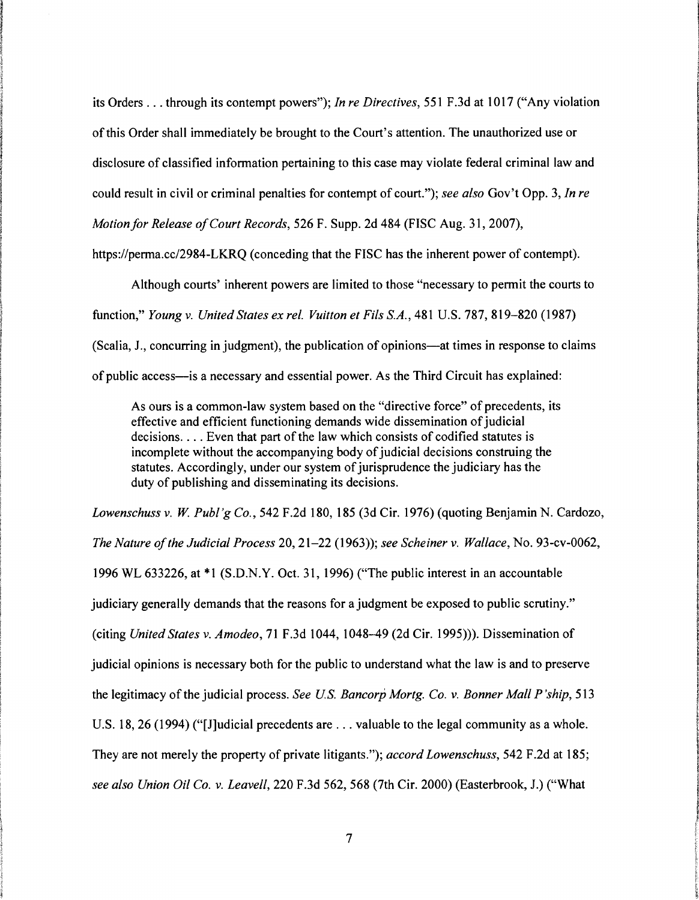its Orders . . . through its contempt powers"); *In re Directives*, 551 F.3d at 1017 ("Any violation of this Order shall immediately be brought to the Court's attention. The unauthorized use or disclosure of classified information pertaining to this case may violate federal criminal law and could result in civil or criminal penalties for contempt of court."); *see also* Gov't Opp. 3, *In re Motion for Release of Court Records*, 526 F. Supp. 2d 484 (FISC Aug. 31, 2007), https://perma.cc/2984-LKRQ (conceding that the FISC has the inherent power of contempt).

Although courts' inherent powers are limited to those "necessary to permit the courts to function," *Young v. United States ex rel. Vuitton et Fils S.A.*, 481 U.S. 787, 819–820 (1987) (Scalia, J., concurring in judgment), the publication of opinions—at times in response to claims of public access—is a necessary and essential power. As the Third Circuit has explained:

> As ours is a common-law system based on the "directive force" of precedents, its effective and efficient functioning demands wide dissemination of judicial decisions. . . . Even that part of the law which consists of codified statutes is incomplete without the accompanying body of judicial decisions construing the statutes. Accordingly, under our system of jurisprudence the judiciary has the duty of publishing and disseminating its decisions.

*Lowenschuss v. W. Publ'g Co.*, 542 F.2d 180, 185 (3d Cir. 1976) (quoting Benjamin N. Cardozo, *The Nature of the Judicial Process* 20, 21–22 (1963)); *see Scheiner v. Wallace*, No. 93-cv-0062, 1996 WL 633226, at *1 (S.D.N.Y. Oct. 31, 1996) ("The public interest in an accountable judiciary generally demands that the reasons for a judgment be exposed to public scrutiny." (citing *United States v. Amodeo*, 71 F.3d 1044, 1048–49 (2d Cir. 1995))). Dissemination of judicial opinions is necessary both for the public to understand what the law is and to preserve the legitimacy of the judicial process. *See U.S. Bancorp Mortg. Co. v. Bonner Mall P'ship*, 513 U.S. 18, 26 (1994) ("[J]udicial precedents are . . . valuable to the legal community as a whole. They are not merely the property of private litigants."); *accord Lowenschuss*, 542 F.2d at 185; *see also Union Oil Co. v. Leavell*, 220 F.3d 562, 568 (7th Cir. 2000) (Easterbrook, J.) ("What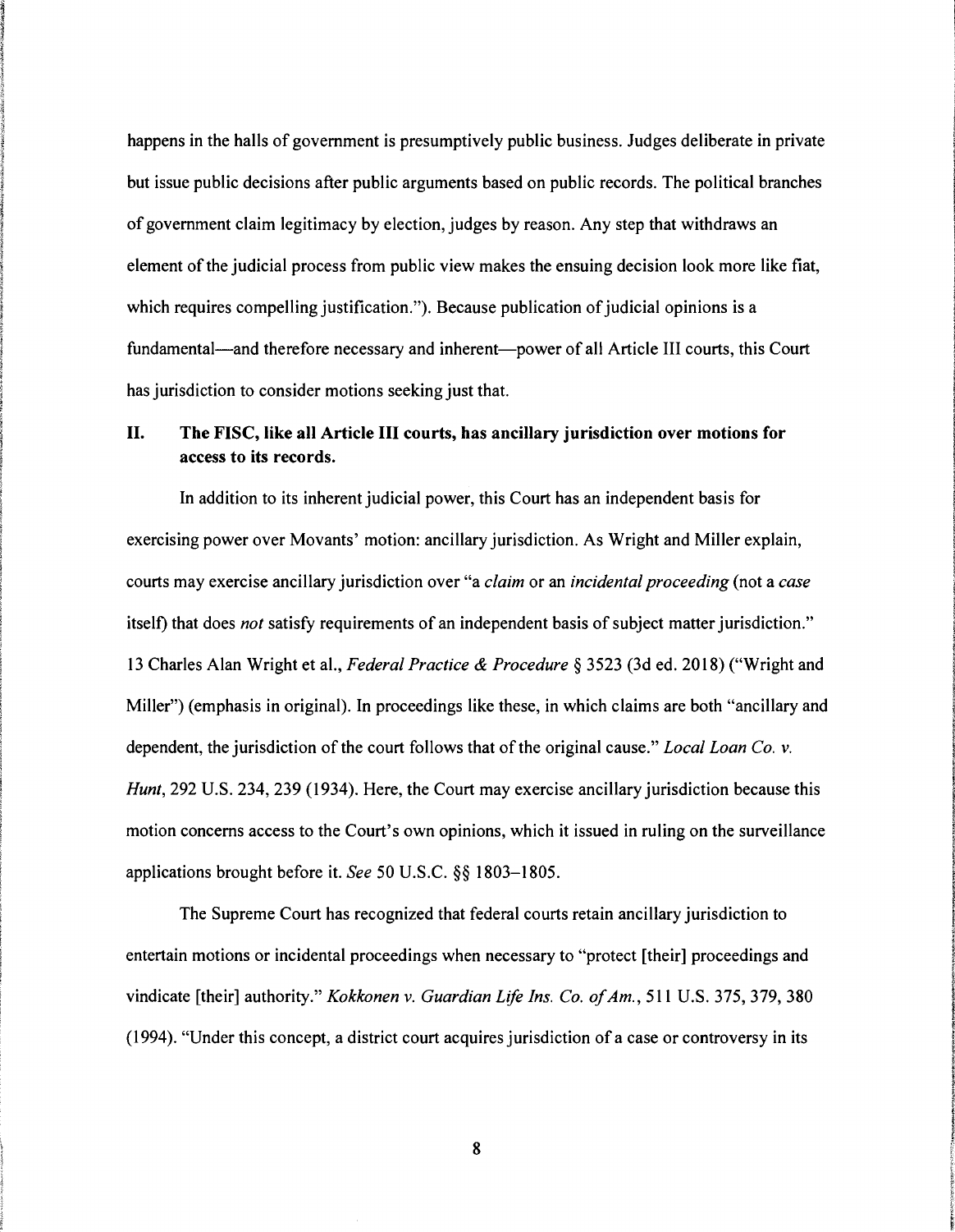happens in the halls of government is presumptively public business. Judges deliberate in private but issue public decisions after public arguments based on public records. The political branches of government claim legitimacy by election, judges by reason. Any step that withdraws an element of the judicial process from public view makes the ensuing decision look more like fiat, which requires compelling justification."). Because publication of judicial opinions is a fundamental—and therefore necessary and inherent—power of all Article III courts, this Court has jurisdiction to consider motions seeking just that.

## II. The FISC, like all Article III courts, has ancillary jurisdiction over motions for access to its records.

In addition to its inherent judicial power, this Court has an independent basis for exercising power over Movants' motion: ancillary jurisdiction. As Wright and Miller explain, courts may exercise ancillary jurisdiction over "a *claim* or an *incidental proceeding* (not a *case* itself) that does *not* satisfy requirements of an independent basis of subject matter jurisdiction." 13 Charles Alan Wright et al., *Federal Practice & Procedure* § 3523 (3d ed. 2018) ("Wright and Miller") (emphasis in original). In proceedings like these, in which claims are both "ancillary and dependent, the jurisdiction of the court follows that of the original cause." *Local Loan Co. v. Hunt*, 292 U.S. 234, 239 (1934). Here, the Court may exercise ancillary jurisdiction because this motion concerns access to the Court's own opinions, which it issued in ruling on the surveillance applications brought before it. *See* 50 U.S.C. §§ 1803–1805.

The Supreme Court has recognized that federal courts retain ancillary jurisdiction to entertain motions or incidental proceedings when necessary to "protect [their] proceedings and vindicate [their] authority." *Kokkonen v. Guardian Life Ins. Co. of Am.*, 511 U.S. 375, 379, 380 (1994). "Under this concept, a district court acquires jurisdiction of a case or controversy in its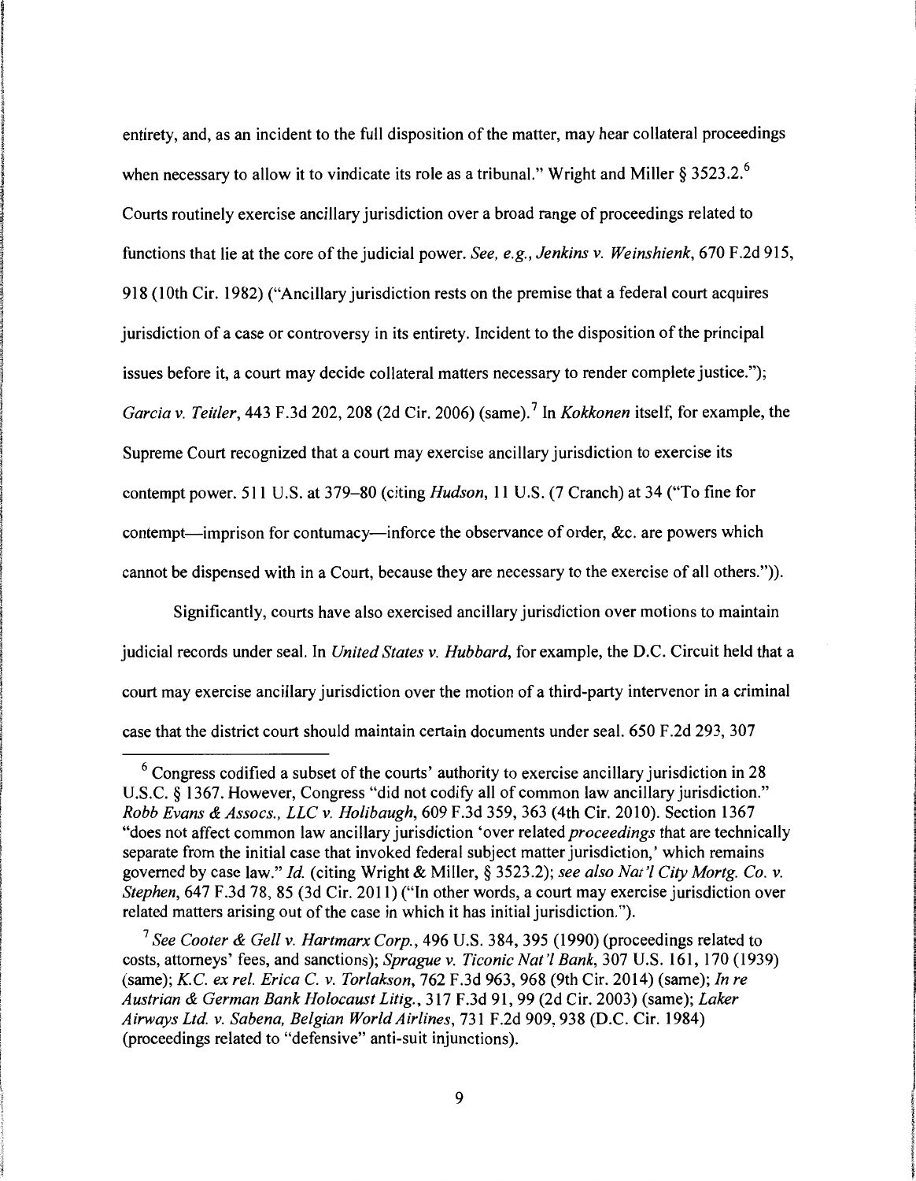entirety, and, as an incident to the full disposition of the matter, may hear collateral proceedings when necessary to allow it to vindicate its role as a tribunal." Wright and Miller § 3523.2.[6] Courts routinely exercise ancillary jurisdiction over a broad range of proceedings related to functions that lie at the core of the judicial power. *See, e.g., Jenkins v. Weinshienk*, 670 F.2d 915, 918 (10th Cir. 1982) ("Ancillary jurisdiction rests on the premise that a federal court acquires jurisdiction of a case or controversy in its entirety. Incident to the disposition of the principal issues before it, a court may decide collateral matters necessary to render complete justice."); *Garcia v. Teitler*, 443 F.3d 202, 208 (2d Cir. 2006) (same).[7] In *Kokkonen* itself, for example, the Supreme Court recognized that a court may exercise ancillary jurisdiction to exercise its contempt power. 511 U.S. at 379–80 (citing *Hudson*, 11 U.S. (7 Cranch) at 34 ("To fine for contempt—imprison for contumacy—inforce the observance of order, &c. are powers which cannot be dispensed with in a Court, because they are necessary to the exercise of all others.")).

Significantly, courts have also exercised ancillary jurisdiction over motions to maintain judicial records under seal. In *United States v. Hubbard*, for example, the D.C. Circuit held that a court may exercise ancillary jurisdiction over the motion of a third-party intervenor in a criminal case that the district court should maintain certain documents under seal. 650 F.2d 293, 307

---

[6] Congress codified a subset of the courts' authority to exercise ancillary jurisdiction in 28 U.S.C. § 1367. However, Congress "did not codify all of common law ancillary jurisdiction." *Robb Evans & Assocs., LLC v. Holibaugh*, 609 F.3d 359, 363 (4th Cir. 2010). Section 1367 "does not affect common law ancillary jurisdiction 'over related *proceedings* that are technically separate from the initial case that invoked federal subject matter jurisdiction,' which remains governed by case law." *Id.* (citing Wright & Miller, § 3523.2); *see also Nat'l City Mortg. Co. v. Stephen*, 647 F.3d 78, 85 (3d Cir. 2011) ("In other words, a court may exercise jurisdiction over related matters arising out of the case in which it has initial jurisdiction.").

[7] *See Cooter & Gell v. Hartmarx Corp.*, 496 U.S. 384, 395 (1990) (proceedings related to costs, attorneys' fees, and sanctions); *Sprague v. Ticonic Nat'l Bank*, 307 U.S. 161, 170 (1939) (same); *K.C. ex rel. Erica C. v. Torlakson*, 762 F.3d 963, 968 (9th Cir. 2014) (same); *In re Austrian & German Bank Holocaust Litig.*, 317 F.3d 91, 99 (2d Cir. 2003) (same); *Laker Airways Ltd. v. Sabena, Belgian World Airlines*, 731 F.2d 909, 938 (D.C. Cir. 1984) (proceedings related to "defensive" anti-suit injunctions).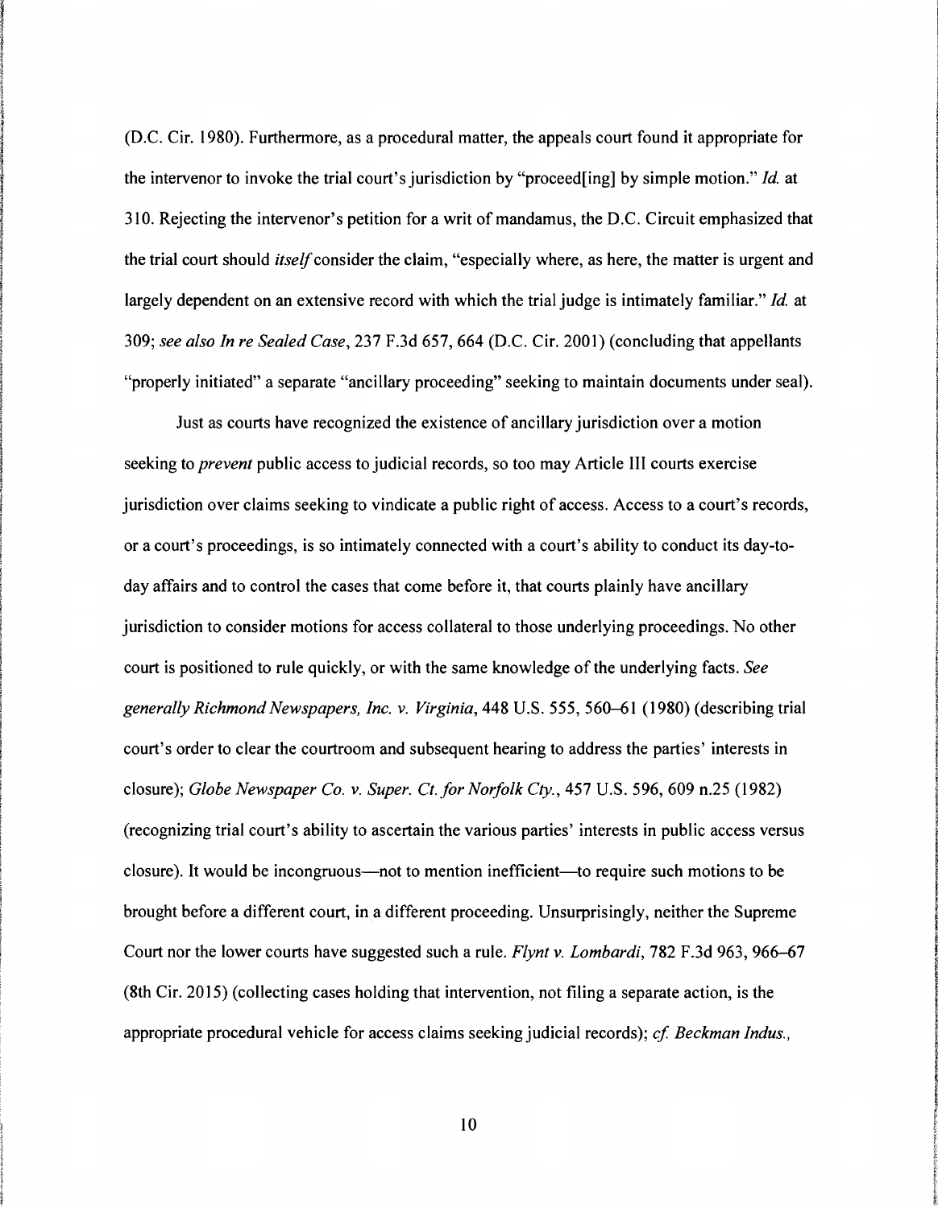(D.C. Cir. 1980). Furthermore, as a procedural matter, the appeals court found it appropriate for the intervenor to invoke the trial court's jurisdiction by "proceed[ing] by simple motion." *Id.* at 310. Rejecting the intervenor's petition for a writ of mandamus, the D.C. Circuit emphasized that the trial court should *itself* consider the claim, "especially where, as here, the matter is urgent and largely dependent on an extensive record with which the trial judge is intimately familiar." *Id.* at 309; *see also In re Sealed Case*, 237 F.3d 657, 664 (D.C. Cir. 2001) (concluding that appellants "properly initiated" a separate "ancillary proceeding" seeking to maintain documents under seal).

Just as courts have recognized the existence of ancillary jurisdiction over a motion seeking to *prevent* public access to judicial records, so too may Article III courts exercise jurisdiction over claims seeking to vindicate a public right of access. Access to a court's records, or a court's proceedings, is so intimately connected with a court's ability to conduct its day-to-day affairs and to control the cases that come before it, that courts plainly have ancillary jurisdiction to consider motions for access collateral to those underlying proceedings. No other court is positioned to rule quickly, or with the same knowledge of the underlying facts. *See generally Richmond Newspapers, Inc. v. Virginia*, 448 U.S. 555, 560–61 (1980) (describing trial court's order to clear the courtroom and subsequent hearing to address the parties' interests in closure); *Globe Newspaper Co. v. Super. Ct. for Norfolk Cty.*, 457 U.S. 596, 609 n.25 (1982) (recognizing trial court's ability to ascertain the various parties' interests in public access versus closure). It would be incongruous—not to mention inefficient—to require such motions to be brought before a different court, in a different proceeding. Unsurprisingly, neither the Supreme Court nor the lower courts have suggested such a rule. *Flynt v. Lombardi*, 782 F.3d 963, 966–67 (8th Cir. 2015) (collecting cases holding that intervention, not filing a separate action, is the appropriate procedural vehicle for access claims seeking judicial records); *cf. Beckman Indus.*,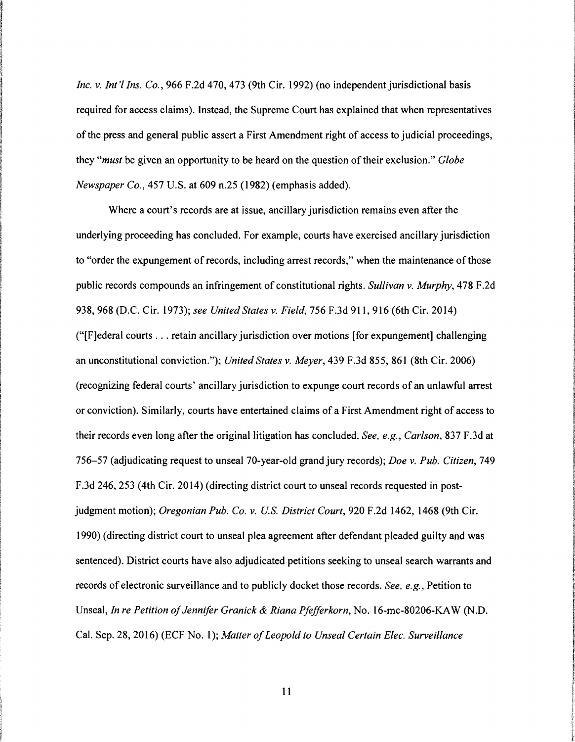*Inc. v. Int'l Ins. Co.*, 966 F.2d 470, 473 (9th Cir. 1992) (no independent jurisdictional basis required for access claims). Instead, the Supreme Court has explained that when representatives of the press and general public assert a First Amendment right of access to judicial proceedings, they "*must* be given an opportunity to be heard on the question of their exclusion." *Globe Newspaper Co.*, 457 U.S. at 609 n.25 (1982) (emphasis added).

Where a court's records are at issue, ancillary jurisdiction remains even after the underlying proceeding has concluded. For example, courts have exercised ancillary jurisdiction to "order the expungement of records, including arrest records," when the maintenance of those public records compounds an infringement of constitutional rights. *Sullivan v. Murphy*, 478 F.2d 938, 968 (D.C. Cir. 1973); *see United States v. Field*, 756 F.3d 911, 916 (6th Cir. 2014) ("[F]ederal courts . . . retain ancillary jurisdiction over motions [for expungement] challenging an unconstitutional conviction."); *United States v. Meyer*, 439 F.3d 855, 861 (8th Cir. 2006) (recognizing federal courts' ancillary jurisdiction to expunge court records of an unlawful arrest or conviction). Similarly, courts have entertained claims of a First Amendment right of access to their records even long after the original litigation has concluded. *See, e.g.*, *Carlson*, 837 F.3d at 756–57 (adjudicating request to unseal 70-year-old grand jury records); *Doe v. Pub. Citizen*, 749 F.3d 246, 253 (4th Cir. 2014) (directing district court to unseal records requested in post-judgment motion); *Oregonian Pub. Co. v. U.S. District Court*, 920 F.2d 1462, 1468 (9th Cir. 1990) (directing district court to unseal plea agreement after defendant pleaded guilty and was sentenced). District courts have also adjudicated petitions seeking to unseal search warrants and records of electronic surveillance and to publicly docket those records. *See, e.g.*, Petition to Unseal, *In re Petition of Jennifer Granick & Riana Pfefferkorn*, No. 16-mc-80206-KAW (N.D. Cal. Sep. 28, 2016) (ECF No. 1); *Matter of Leopold to Unseal Certain Elec. Surveillance*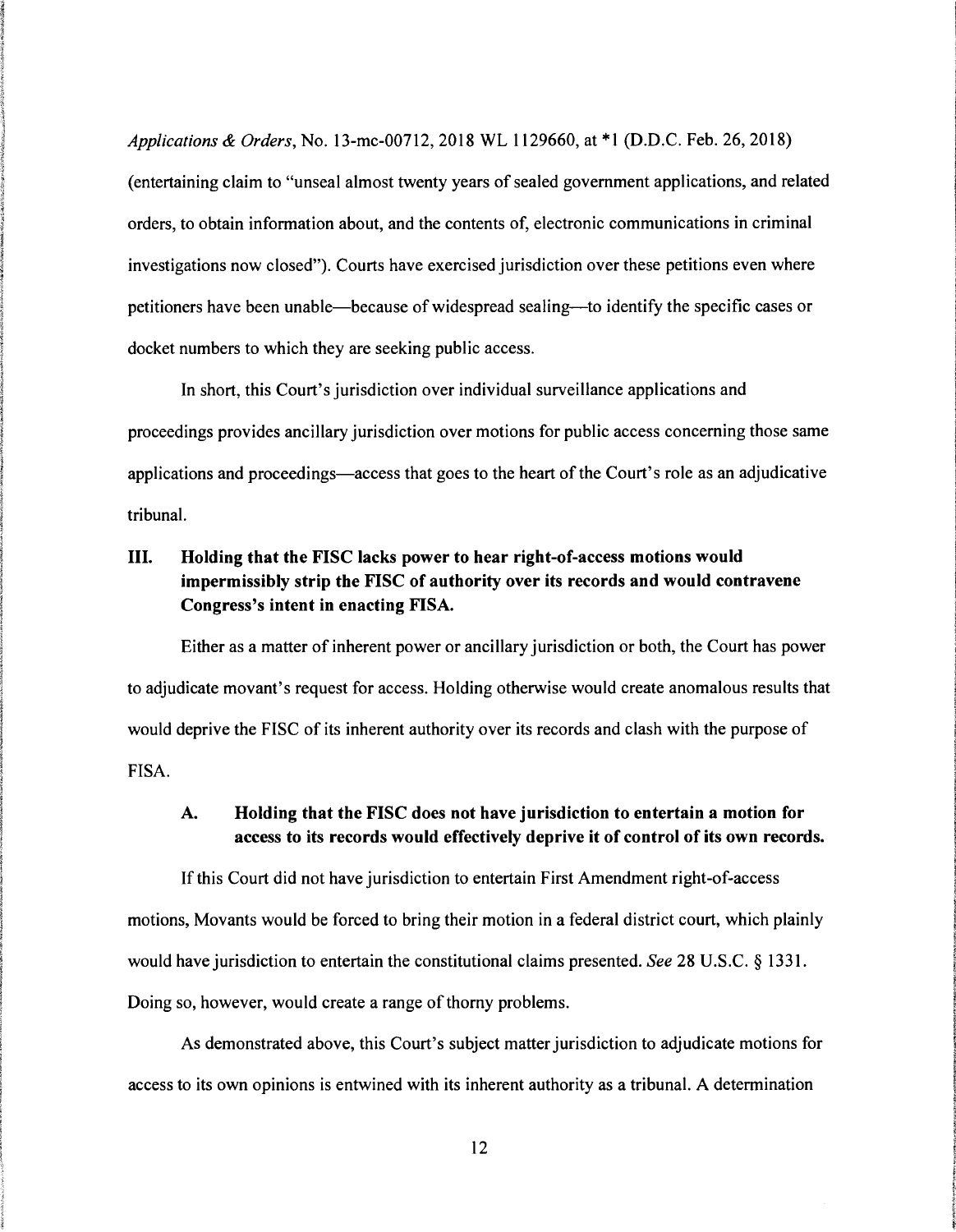*Applications & Orders*, No. 13-mc-00712, 2018 WL 1129660, at *1 (D.D.C. Feb. 26, 2018) (entertaining claim to "unseal almost twenty years of sealed government applications, and related orders, to obtain information about, and the contents of, electronic communications in criminal investigations now closed"). Courts have exercised jurisdiction over these petitions even where petitioners have been unable—because of widespread sealing—to identify the specific cases or docket numbers to which they are seeking public access.

In short, this Court's jurisdiction over individual surveillance applications and proceedings provides ancillary jurisdiction over motions for public access concerning those same applications and proceedings—access that goes to the heart of the Court's role as an adjudicative tribunal.

## III. Holding that the FISC lacks power to hear right-of-access motions would impermissibly strip the FISC of authority over its records and would contravene Congress's intent in enacting FISA.

Either as a matter of inherent power or ancillary jurisdiction or both, the Court has power to adjudicate movant's request for access. Holding otherwise would create anomalous results that would deprive the FISC of its inherent authority over its records and clash with the purpose of FISA.

### A. Holding that the FISC does not have jurisdiction to entertain a motion for access to its records would effectively deprive it of control of its own records.

If this Court did not have jurisdiction to entertain First Amendment right-of-access motions, Movants would be forced to bring their motion in a federal district court, which plainly would have jurisdiction to entertain the constitutional claims presented. *See* 28 U.S.C. § 1331. Doing so, however, would create a range of thorny problems.

As demonstrated above, this Court's subject matter jurisdiction to adjudicate motions for access to its own opinions is entwined with its inherent authority as a tribunal. A determination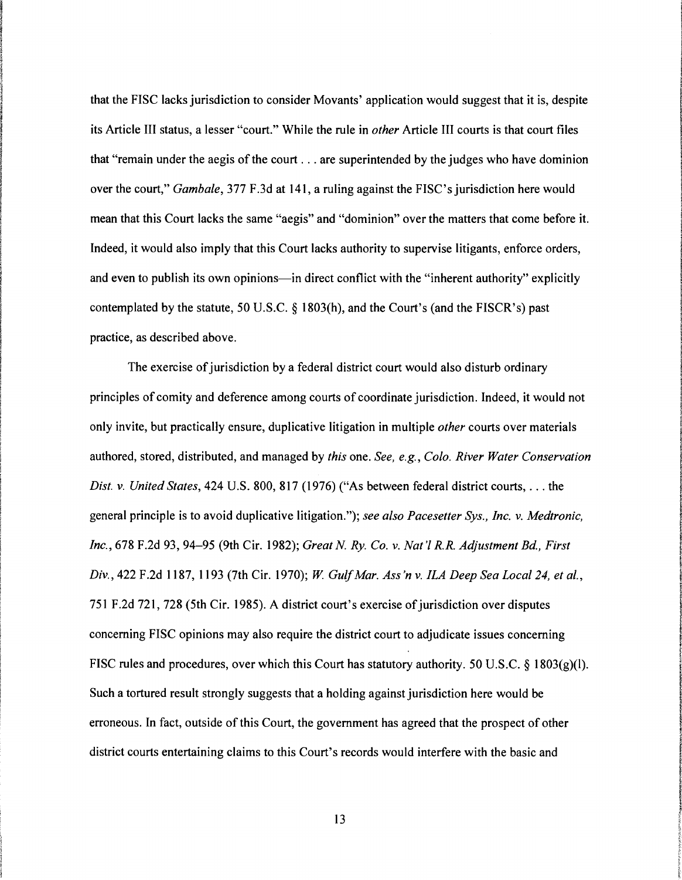that the FISC lacks jurisdiction to consider Movants' application would suggest that it is, despite its Article III status, a lesser "court." While the rule in *other* Article III courts is that court files that "remain under the aegis of the court . . . are superintended by the judges who have dominion over the court," *Gambale*, 377 F.3d at 141, a ruling against the FISC's jurisdiction here would mean that this Court lacks the same "aegis" and "dominion" over the matters that come before it. Indeed, it would also imply that this Court lacks authority to supervise litigants, enforce orders, and even to publish its own opinions—in direct conflict with the "inherent authority" explicitly contemplated by the statute, 50 U.S.C. § 1803(h), and the Court's (and the FISCR's) past practice, as described above.

The exercise of jurisdiction by a federal district court would also disturb ordinary principles of comity and deference among courts of coordinate jurisdiction. Indeed, it would not only invite, but practically ensure, duplicative litigation in multiple *other* courts over materials authored, stored, distributed, and managed by *this* one. *See, e.g.*, *Colo. River Water Conservation Dist. v. United States*, 424 U.S. 800, 817 (1976) ("As between federal district courts, . . . the general principle is to avoid duplicative litigation."); *see also Pacesetter Sys., Inc. v. Medtronic, Inc.*, 678 F.2d 93, 94–95 (9th Cir. 1982); *Great N. Ry. Co. v. Nat'l R.R. Adjustment Bd., First Div.*, 422 F.2d 1187, 1193 (7th Cir. 1970); *W. Gulf Mar. Ass'n v. ILA Deep Sea Local 24, et al.*, 751 F.2d 721, 728 (5th Cir. 1985). A district court's exercise of jurisdiction over disputes concerning FISC opinions may also require the district court to adjudicate issues concerning FISC rules and procedures, over which this Court has statutory authority. 50 U.S.C. § 1803(g)(1). Such a tortured result strongly suggests that a holding against jurisdiction here would be erroneous. In fact, outside of this Court, the government has agreed that the prospect of other district courts entertaining claims to this Court's records would interfere with the basic and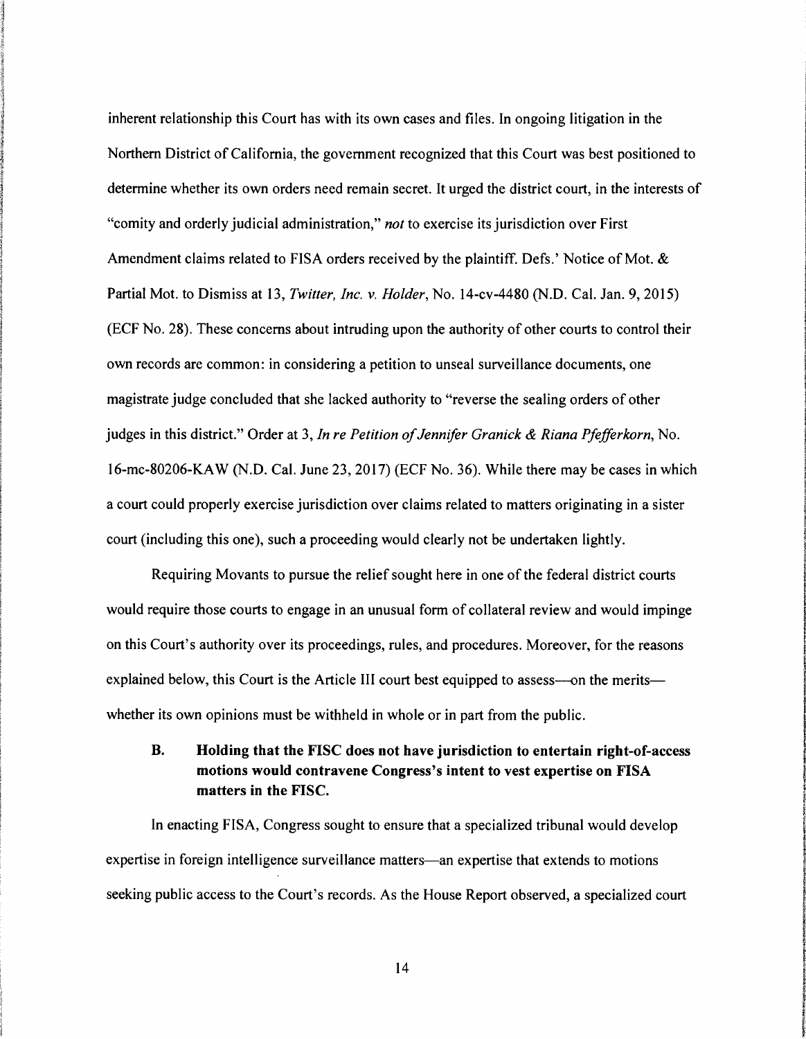inherent relationship this Court has with its own cases and files. In ongoing litigation in the Northern District of California, the government recognized that this Court was best positioned to determine whether its own orders need remain secret. It urged the district court, in the interests of "comity and orderly judicial administration," *not* to exercise its jurisdiction over First Amendment claims related to FISA orders received by the plaintiff. Defs.' Notice of Mot. & Partial Mot. to Dismiss at 13, *Twitter, Inc. v. Holder*, No. 14-cv-4480 (N.D. Cal. Jan. 9, 2015) (ECF No. 28). These concerns about intruding upon the authority of other courts to control their own records are common: in considering a petition to unseal surveillance documents, one magistrate judge concluded that she lacked authority to "reverse the sealing orders of other judges in this district." Order at 3, *In re Petition of Jennifer Granick & Riana Pfefferkorn*, No. 16-mc-80206-KAW (N.D. Cal. June 23, 2017) (ECF No. 36). While there may be cases in which a court could properly exercise jurisdiction over claims related to matters originating in a sister court (including this one), such a proceeding would clearly not be undertaken lightly.

Requiring Movants to pursue the relief sought here in one of the federal district courts would require those courts to engage in an unusual form of collateral review and would impinge on this Court's authority over its proceedings, rules, and procedures. Moreover, for the reasons explained below, this Court is the Article III court best equipped to assess—on the merits—whether its own opinions must be withheld in whole or in part from the public.

### B. Holding that the FISC does not have jurisdiction to entertain right-of-access motions would contravene Congress's intent to vest expertise on FISA matters in the FISC.

In enacting FISA, Congress sought to ensure that a specialized tribunal would develop expertise in foreign intelligence surveillance matters—an expertise that extends to motions seeking public access to the Court's records. As the House Report observed, a specialized court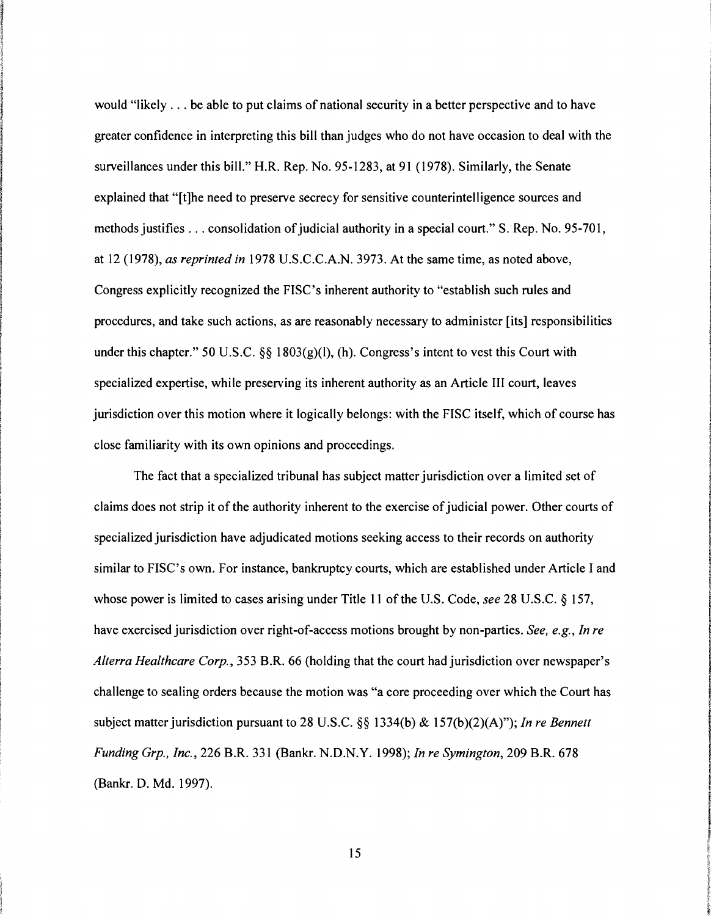would "likely . . . be able to put claims of national security in a better perspective and to have greater confidence in interpreting this bill than judges who do not have occasion to deal with the surveillances under this bill." H.R. Rep. No. 95-1283, at 91 (1978). Similarly, the Senate explained that "[t]he need to preserve secrecy for sensitive counterintelligence sources and methods justifies . . . consolidation of judicial authority in a special court." S. Rep. No. 95-701, at 12 (1978), *as reprinted in* 1978 U.S.C.C.A.N. 3973. At the same time, as noted above, Congress explicitly recognized the FISC's inherent authority to "establish such rules and procedures, and take such actions, as are reasonably necessary to administer [its] responsibilities under this chapter." 50 U.S.C. §§ 1803(g)(l), (h). Congress's intent to vest this Court with specialized expertise, while preserving its inherent authority as an Article III court, leaves jurisdiction over this motion where it logically belongs: with the FISC itself, which of course has close familiarity with its own opinions and proceedings.

The fact that a specialized tribunal has subject matter jurisdiction over a limited set of claims does not strip it of the authority inherent to the exercise of judicial power. Other courts of specialized jurisdiction have adjudicated motions seeking access to their records on authority similar to FISC's own. For instance, bankruptcy courts, which are established under Article I and whose power is limited to cases arising under Title 11 of the U.S. Code, *see* 28 U.S.C. § 157, have exercised jurisdiction over right-of-access motions brought by non-parties. *See, e.g., In re Alterra Healthcare Corp.*, 353 B.R. 66 (holding that the court had jurisdiction over newspaper's challenge to sealing orders because the motion was "a core proceeding over which the Court has subject matter jurisdiction pursuant to 28 U.S.C. §§ 1334(b) & 157(b)(2)(A)"); *In re Bennett Funding Grp., Inc.*, 226 B.R. 331 (Bankr. N.D.N.Y. 1998); *In re Symington*, 209 B.R. 678 (Bankr. D. Md. 1997).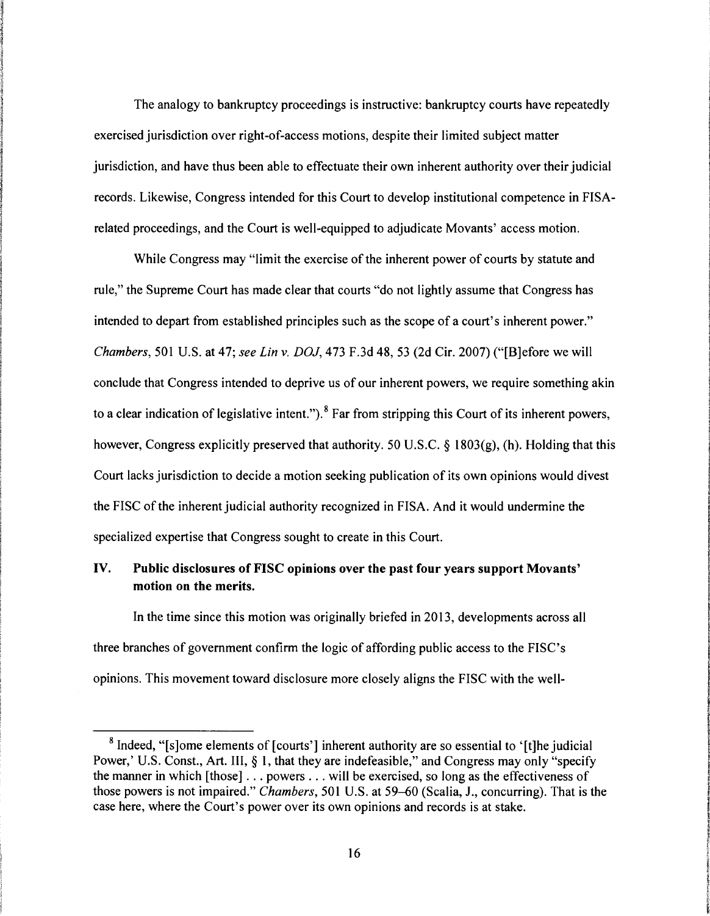The analogy to bankruptcy proceedings is instructive: bankruptcy courts have repeatedly exercised jurisdiction over right-of-access motions, despite their limited subject matter jurisdiction, and have thus been able to effectuate their own inherent authority over their judicial records. Likewise, Congress intended for this Court to develop institutional competence in FISA-related proceedings, and the Court is well-equipped to adjudicate Movants' access motion.

While Congress may "limit the exercise of the inherent power of courts by statute and rule," the Supreme Court has made clear that courts "do not lightly assume that Congress has intended to depart from established principles such as the scope of a court's inherent power." *Chambers*, 501 U.S. at 47; *see Lin v. DOJ*, 473 F.3d 48, 53 (2d Cir. 2007) ("[B]efore we will conclude that Congress intended to deprive us of our inherent powers, we require something akin to a clear indication of legislative intent.").[8] Far from stripping this Court of its inherent powers, however, Congress explicitly preserved that authority. 50 U.S.C. § 1803(g), (h). Holding that this Court lacks jurisdiction to decide a motion seeking publication of its own opinions would divest the FISC of the inherent judicial authority recognized in FISA. And it would undermine the specialized expertise that Congress sought to create in this Court.

## IV. Public disclosures of FISC opinions over the past four years support Movants' motion on the merits.

In the time since this motion was originally briefed in 2013, developments across all three branches of government confirm the logic of affording public access to the FISC's opinions. This movement toward disclosure more closely aligns the FISC with the well-

---

[8] Indeed, "[s]ome elements of [courts'] inherent authority are so essential to '[t]he judicial Power,' U.S. Const., Art. III, § 1, that they are indefeasible," and Congress may only "specify the manner in which [those] . . . powers . . . will be exercised, so long as the effectiveness of those powers is not impaired." *Chambers*, 501 U.S. at 59–60 (Scalia, J., concurring). That is the case here, where the Court's power over its own opinions and records is at stake.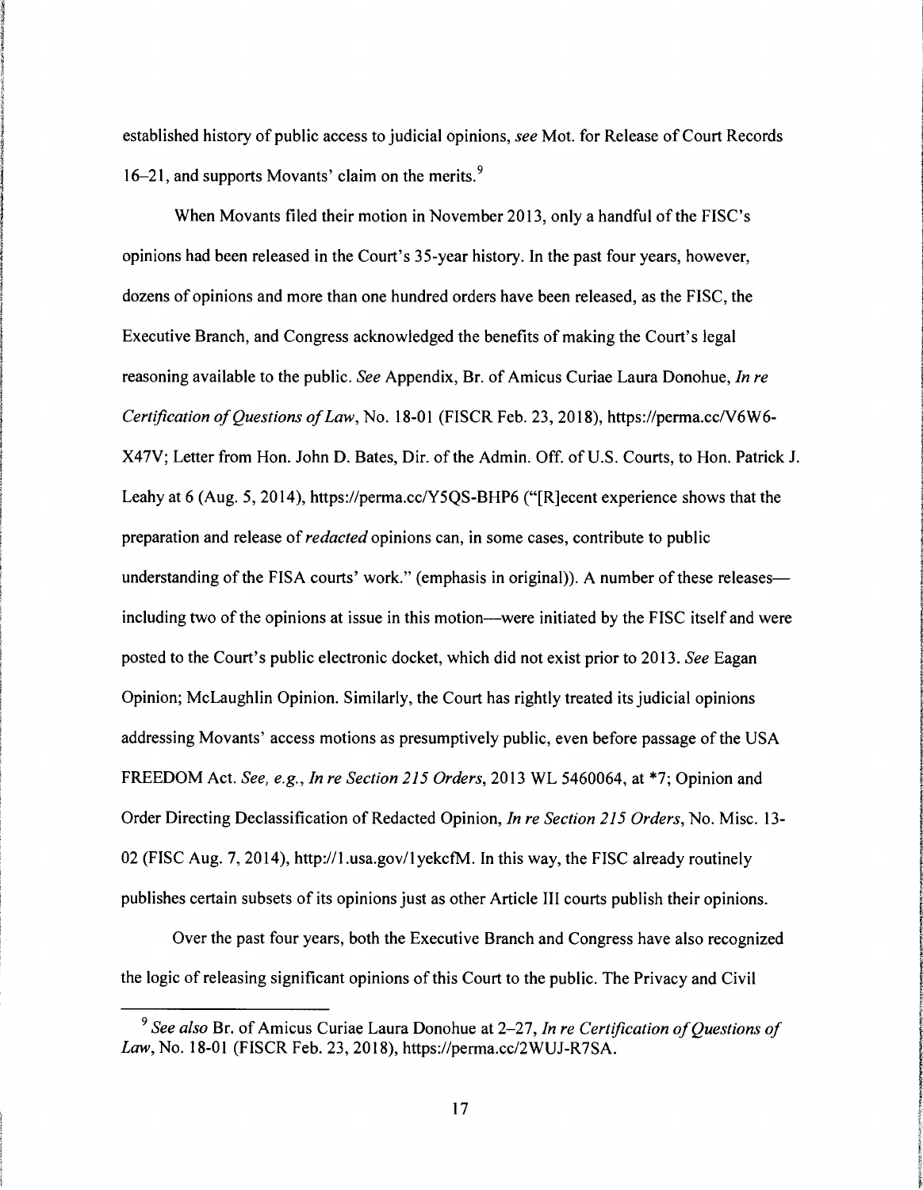established history of public access to judicial opinions, *see* Mot. for Release of Court Records 16–21, and supports Movants' claim on the merits.[9]

When Movants filed their motion in November 2013, only a handful of the FISC's opinions had been released in the Court's 35-year history. In the past four years, however, dozens of opinions and more than one hundred orders have been released, as the FISC, the Executive Branch, and Congress acknowledged the benefits of making the Court's legal reasoning available to the public. *See* Appendix, Br. of Amicus Curiae Laura Donohue, *In re Certification of Questions of Law*, No. 18-01 (FISCR Feb. 23, 2018), https://perma.cc/V6W6-X47V; Letter from Hon. John D. Bates, Dir. of the Admin. Off. of U.S. Courts, to Hon. Patrick J. Leahy at 6 (Aug. 5, 2014), https://perma.cc/Y5QS-BHP6 ("[R]ecent experience shows that the preparation and release of *redacted* opinions can, in some cases, contribute to public understanding of the FISA courts' work." (emphasis in original)). A number of these releases—including two of the opinions at issue in this motion—were initiated by the FISC itself and were posted to the Court's public electronic docket, which did not exist prior to 2013. *See* Eagan Opinion; McLaughlin Opinion. Similarly, the Court has rightly treated its judicial opinions addressing Movants' access motions as presumptively public, even before passage of the USA FREEDOM Act. *See, e.g.*, *In re Section 215 Orders*, 2013 WL 5460064, at *7; Opinion and Order Directing Declassification of Redacted Opinion, *In re Section 215 Orders*, No. Misc. 13-02 (FISC Aug. 7, 2014), http://1.usa.gov/1yekcfM. In this way, the FISC already routinely publishes certain subsets of its opinions just as other Article III courts publish their opinions.

Over the past four years, both the Executive Branch and Congress have also recognized the logic of releasing significant opinions of this Court to the public. The Privacy and Civil

---

[9] *See also* Br. of Amicus Curiae Laura Donohue at 2–27, *In re Certification of Questions of Law*, No. 18-01 (FISCR Feb. 23, 2018), https://perma.cc/2WUJ-R7SA.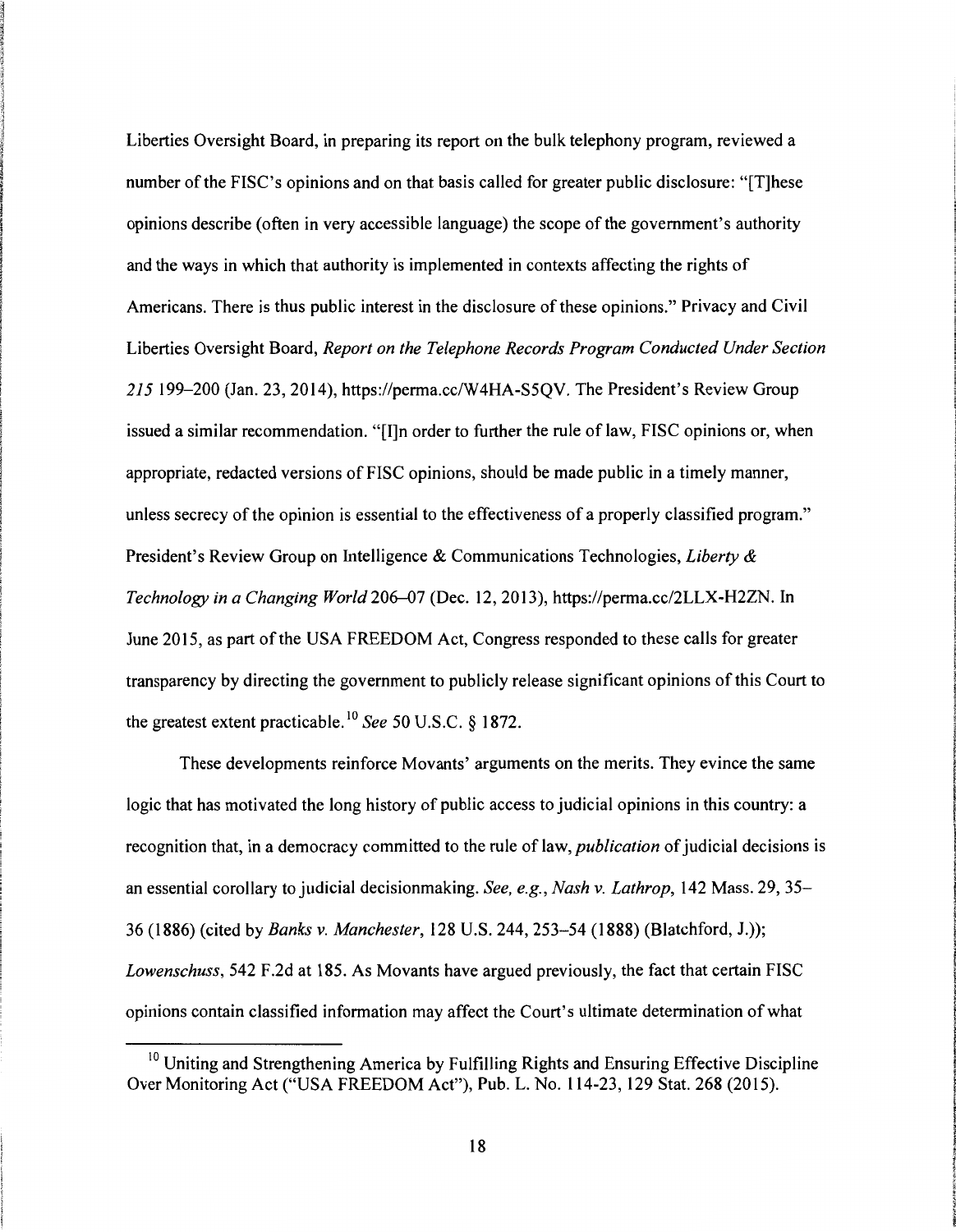Liberties Oversight Board, in preparing its report on the bulk telephony program, reviewed a number of the FISC's opinions and on that basis called for greater public disclosure: "[T]hese opinions describe (often in very accessible language) the scope of the government's authority and the ways in which that authority is implemented in contexts affecting the rights of Americans. There is thus public interest in the disclosure of these opinions." Privacy and Civil Liberties Oversight Board, *Report on the Telephone Records Program Conducted Under Section 215* 199–200 (Jan. 23, 2014), https://perma.cc/W4HA-S5QV. The President's Review Group issued a similar recommendation. "[I]n order to further the rule of law, FISC opinions or, when appropriate, redacted versions of FISC opinions, should be made public in a timely manner, unless secrecy of the opinion is essential to the effectiveness of a properly classified program." President's Review Group on Intelligence & Communications Technologies, *Liberty & Technology in a Changing World* 206–07 (Dec. 12, 2013), https://perma.cc/2LLX-H2ZN. In June 2015, as part of the USA FREEDOM Act, Congress responded to these calls for greater transparency by directing the government to publicly release significant opinions of this Court to the greatest extent practicable.[10] *See* 50 U.S.C. § 1872.

These developments reinforce Movants' arguments on the merits. They evince the same logic that has motivated the long history of public access to judicial opinions in this country: a recognition that, in a democracy committed to the rule of law, *publication* of judicial decisions is an essential corollary to judicial decisionmaking. *See, e.g.*, *Nash v. Lathrop*, 142 Mass. 29, 35–36 (1886) (cited by *Banks v. Manchester*, 128 U.S. 244, 253–54 (1888) (Blatchford, J.)); *Lowenschuss*, 542 F.2d at 185. As Movants have argued previously, the fact that certain FISC opinions contain classified information may affect the Court's ultimate determination of what

[10] Uniting and Strengthening America by Fulfilling Rights and Ensuring Effective Discipline Over Monitoring Act ("USA FREEDOM Act"), Pub. L. No. 114-23, 129 Stat. 268 (2015).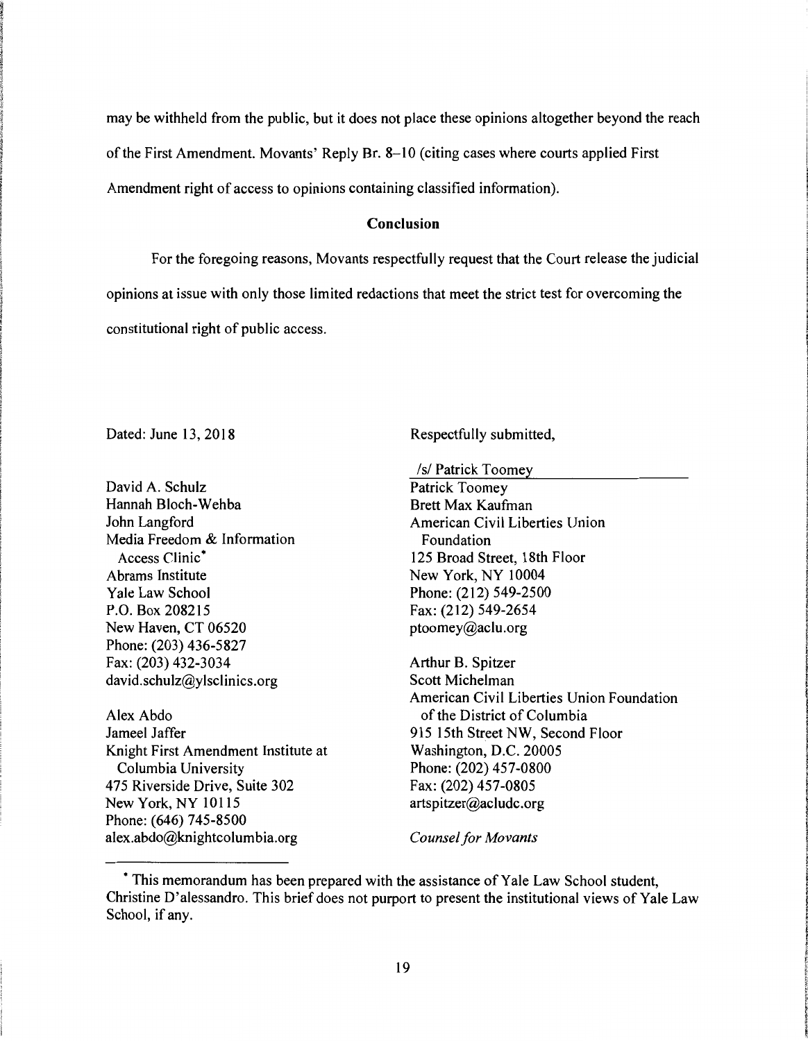may be withheld from the public, but it does not place these opinions altogether beyond the reach of the First Amendment. Movants' Reply Br. 8–10 (citing cases where courts applied First Amendment right of access to opinions containing classified information).

**Conclusion**

For the foregoing reasons, Movants respectfully request that the Court release the judicial opinions at issue with only those limited redactions that meet the strict test for overcoming the constitutional right of public access.

Dated: June 13, 2018

Respectfully submitted,

/s/ Patrick Toomey
Patrick Toomey
Brett Max Kaufman
American Civil Liberties Union Foundation
125 Broad Street, 18th Floor
New York, NY 10004
Phone: (212) 549-2500
Fax: (212) 549-2654
ptoomey@aclu.org

Arthur B. Spitzer
Scott Michelman
American Civil Liberties Union Foundation of the District of Columbia
915 15th Street NW, Second Floor
Washington, D.C. 20005
Phone: (202) 457-0800
Fax: (202) 457-0805
artspitzer@acludc.org

*Counsel for Movants*

David A. Schulz
Hannah Bloch-Wehba
John Langford
Media Freedom & Information Access Clinic*
Abrams Institute
Yale Law School
P.O. Box 208215
New Haven, CT 06520
Phone: (203) 436-5827
Fax: (203) 432-3034
david.schulz@ylsclinics.org

Alex Abdo
Jameel Jaffer
Knight First Amendment Institute at Columbia University
475 Riverside Drive, Suite 302
New York, NY 10115
Phone: (646) 745-8500
alex.abdo@knightcolumbia.org

---

* This memorandum has been prepared with the assistance of Yale Law School student, Christine D'alessandro. This brief does not purport to present the institutional views of Yale Law School, if any.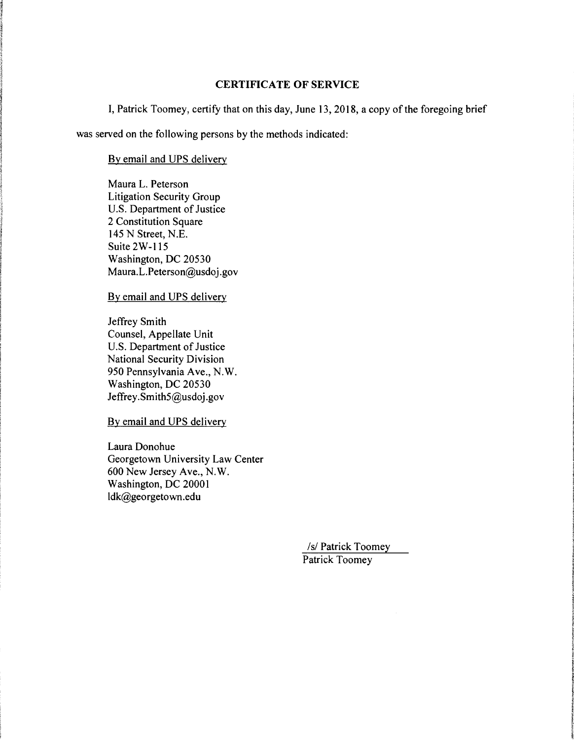## CERTIFICATE OF SERVICE

I, Patrick Toomey, certify that on this day, June 13, 2018, a copy of the foregoing brief was served on the following persons by the methods indicated:

By email and UPS delivery

Maura L. Peterson
Litigation Security Group
U.S. Department of Justice
2 Constitution Square
145 N Street, N.E.
Suite 2W-115
Washington, DC 20530
Maura.L.Peterson@usdoj.gov

By email and UPS delivery

Jeffrey Smith
Counsel, Appellate Unit
U.S. Department of Justice
National Security Division
950 Pennsylvania Ave., N.W.
Washington, DC 20530
Jeffrey.Smith5@usdoj.gov

By email and UPS delivery

Laura Donohue
Georgetown University Law Center
600 New Jersey Ave., N.W.
Washington, DC 20001
ldk@georgetown.edu

/s/ Patrick Toomey
Patrick Toomey